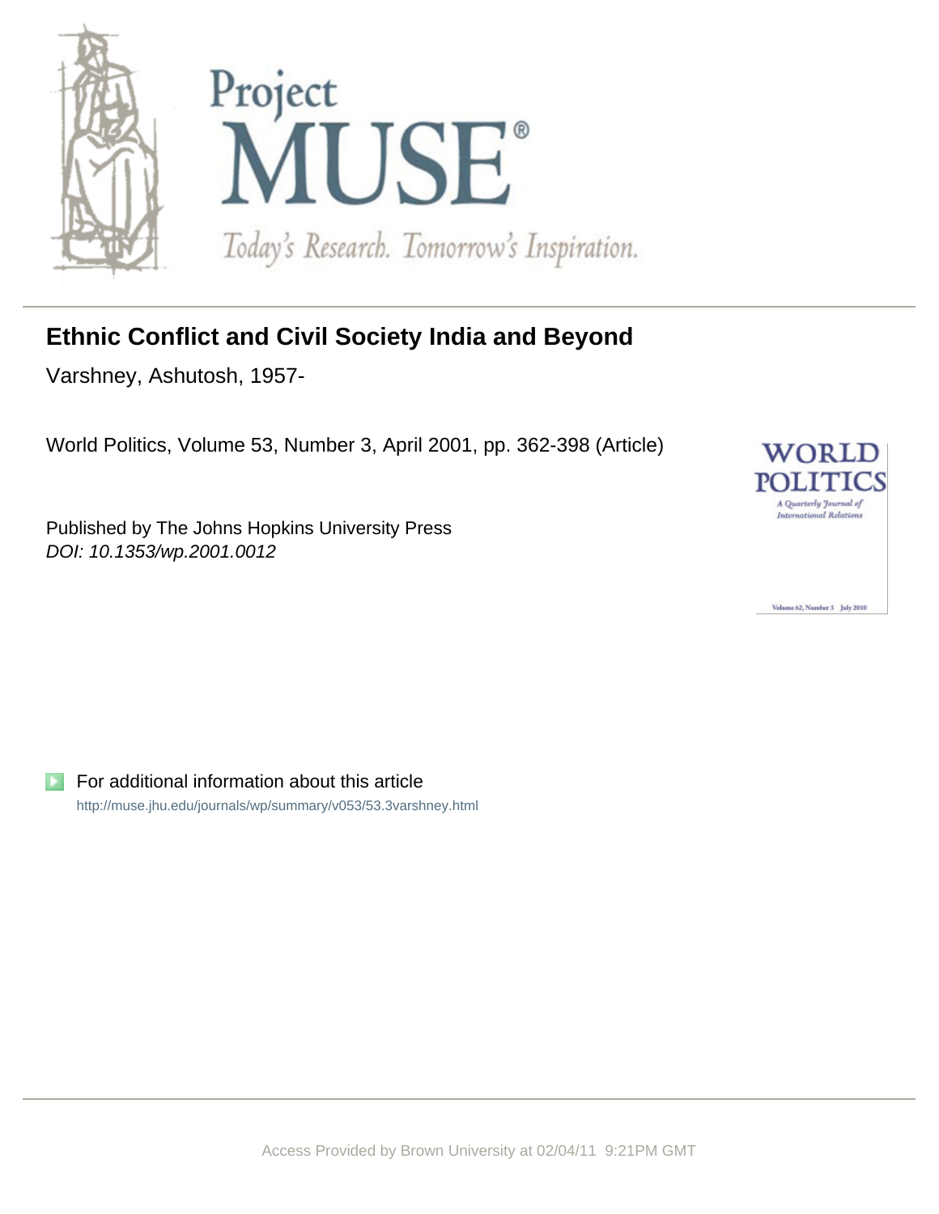# Ethnic Conflict and Civil Society India and Beyond

Varshney, Ashutosh, 1957-

World Politics, Volume 53, Number 3, April 2001, pp. 362-398 (Article)

Published by The Johns Hopkins University Press
*DOI: 10.1353/wp.2001.0012*

For additional information about this article
http://muse.jhu.edu/journals/wp/summary/v053/53.3varshney.html

Access Provided by Brown University at 02/04/11 9:21PM GMT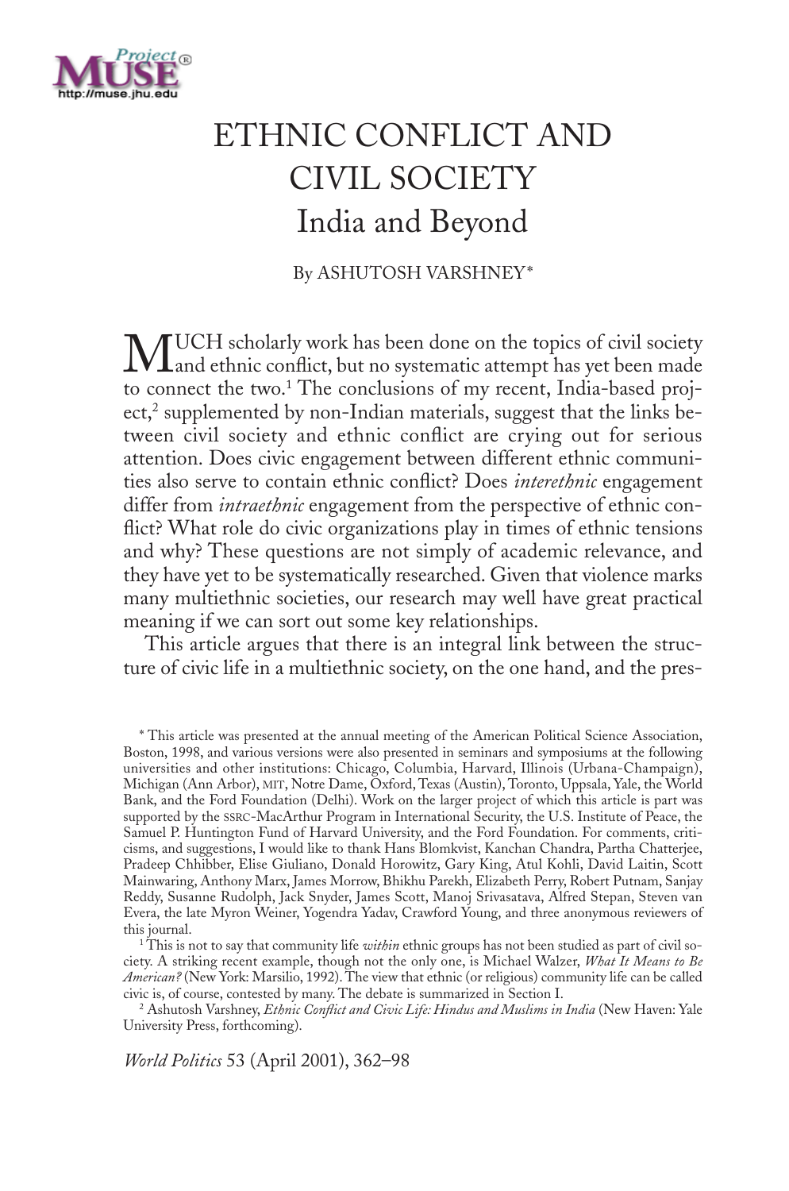# ETHNIC CONFLICT AND CIVIL SOCIETY

## India and Beyond

By ASHUTOSH VARSHNEY*

MUCH scholarly work has been done on the topics of civil society and ethnic conflict, but no systematic attempt has yet been made to connect the two.[1] The conclusions of my recent, India-based project,[2] supplemented by non-Indian materials, suggest that the links between civil society and ethnic conflict are crying out for serious attention. Does civic engagement between different ethnic communities also serve to contain ethnic conflict? Does *interethnic* engagement differ from *intraethnic* engagement from the perspective of ethnic conflict? What role do civic organizations play in times of ethnic tensions and why? These questions are not simply of academic relevance, and they have yet to be systematically researched. Given that violence marks many multiethnic societies, our research may well have great practical meaning if we can sort out some key relationships.

This article argues that there is an integral link between the structure of civic life in a multiethnic society, on the one hand, and the pres-

---

* This article was presented at the annual meeting of the American Political Science Association, Boston, 1998, and various versions were also presented in seminars and symposiums at the following universities and other institutions: Chicago, Columbia, Harvard, Illinois (Urbana-Champaign), Michigan (Ann Arbor), MIT, Notre Dame, Oxford, Texas (Austin), Toronto, Uppsala, Yale, the World Bank, and the Ford Foundation (Delhi). Work on the larger project of which this article is part was supported by the SSRC-MacArthur Program in International Security, the U.S. Institute of Peace, the Samuel P. Huntington Fund of Harvard University, and the Ford Foundation. For comments, criticisms, and suggestions, I would like to thank Hans Blomkvist, Kanchan Chandra, Partha Chatterjee, Pradeep Chhibber, Elise Giuliano, Donald Horowitz, Gary King, Atul Kohli, David Laitin, Scott Mainwaring, Anthony Marx, James Morrow, Bhikhu Parekh, Elizabeth Perry, Robert Putnam, Sanjay Reddy, Susanne Rudolph, Jack Snyder, James Scott, Manoj Srivasatava, Alfred Stepan, Steven van Evera, the late Myron Weiner, Yogendra Yadav, Crawford Young, and three anonymous reviewers of this journal.

[1] This is not to say that community life *within* ethnic groups has not been studied as part of civil society. A striking recent example, though not the only one, is Michael Walzer, *What It Means to Be American?* (New York: Marsilio, 1992). The view that ethnic (or religious) community life can be called civic is, of course, contested by many. The debate is summarized in Section I.

[2] Ashutosh Varshney, *Ethnic Conflict and Civic Life: Hindus and Muslims in India* (New Haven: Yale University Press, forthcoming).

*World Politics* 53 (April 2001), 362–98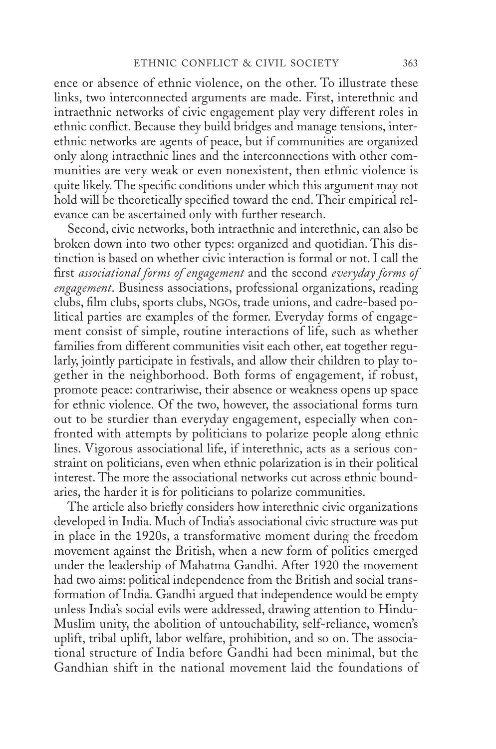ence or absence of ethnic violence, on the other. To illustrate these links, two interconnected arguments are made. First, interethnic and intraethnic networks of civic engagement play very different roles in ethnic conflict. Because they build bridges and manage tensions, interethnic networks are agents of peace, but if communities are organized only along intraethnic lines and the interconnections with other communities are very weak or even nonexistent, then ethnic violence is quite likely. The specific conditions under which this argument may not hold will be theoretically specified toward the end. Their empirical relevance can be ascertained only with further research.

Second, civic networks, both intraethnic and interethnic, can also be broken down into two other types: organized and quotidian. This distinction is based on whether civic interaction is formal or not. I call the first *associational forms of engagement* and the second *everyday forms of engagement*. Business associations, professional organizations, reading clubs, film clubs, sports clubs, NGOs, trade unions, and cadre-based political parties are examples of the former. Everyday forms of engagement consist of simple, routine interactions of life, such as whether families from different communities visit each other, eat together regularly, jointly participate in festivals, and allow their children to play together in the neighborhood. Both forms of engagement, if robust, promote peace: contrariwise, their absence or weakness opens up space for ethnic violence. Of the two, however, the associational forms turn out to be sturdier than everyday engagement, especially when confronted with attempts by politicians to polarize people along ethnic lines. Vigorous associational life, if interethnic, acts as a serious constraint on politicians, even when ethnic polarization is in their political interest. The more the associational networks cut across ethnic boundaries, the harder it is for politicians to polarize communities.

The article also briefly considers how interethnic civic organizations developed in India. Much of India's associational civic structure was put in place in the 1920s, a transformative moment during the freedom movement against the British, when a new form of politics emerged under the leadership of Mahatma Gandhi. After 1920 the movement had two aims: political independence from the British and social transformation of India. Gandhi argued that independence would be empty unless India's social evils were addressed, drawing attention to Hindu-Muslim unity, the abolition of untouchability, self-reliance, women's uplift, tribal uplift, labor welfare, prohibition, and so on. The associational structure of India before Gandhi had been minimal, but the Gandhian shift in the national movement laid the foundations of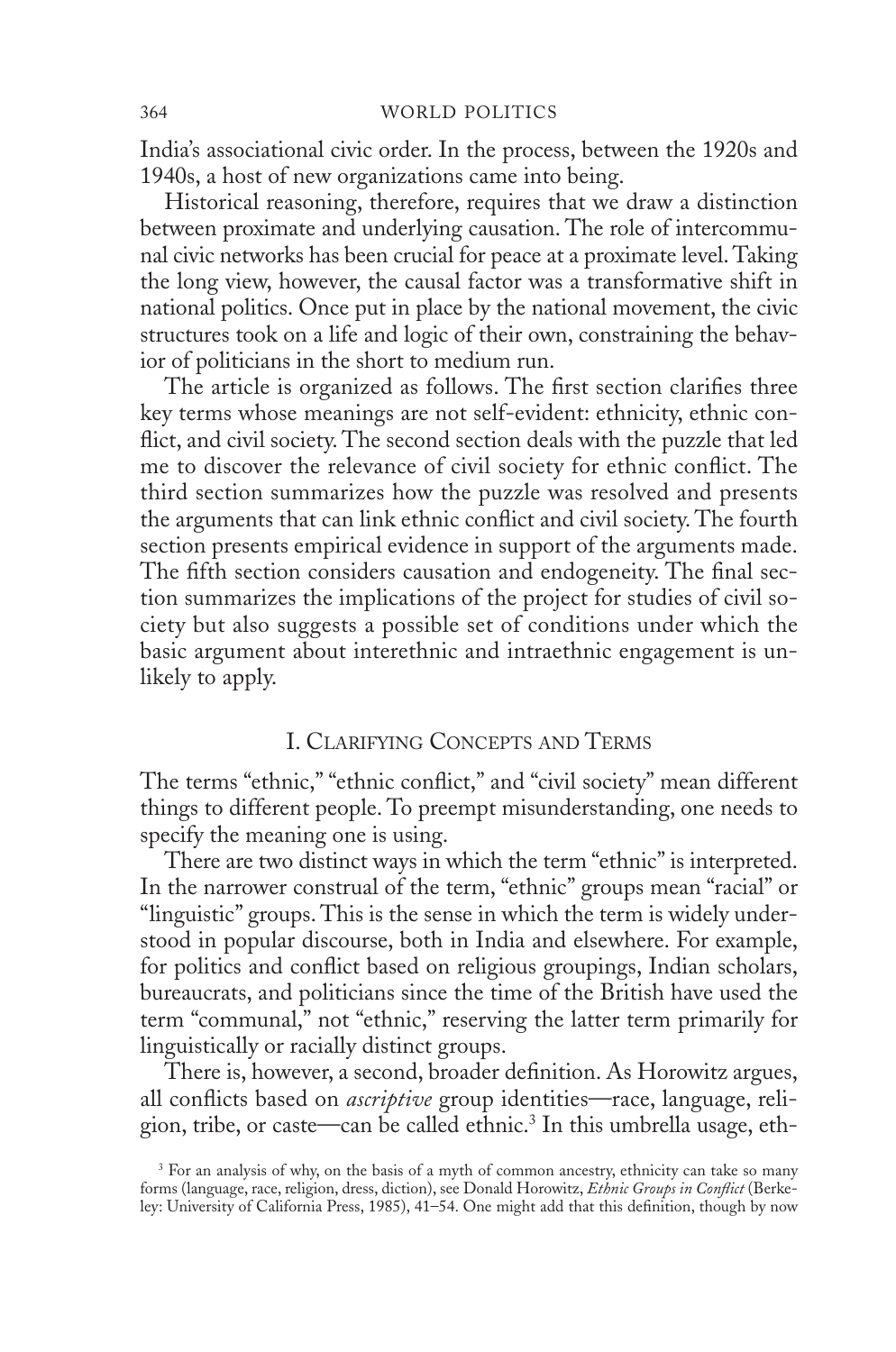India's associational civic order. In the process, between the 1920s and 1940s, a host of new organizations came into being.

Historical reasoning, therefore, requires that we draw a distinction between proximate and underlying causation. The role of intercommunal civic networks has been crucial for peace at a proximate level. Taking the long view, however, the causal factor was a transformative shift in national politics. Once put in place by the national movement, the civic structures took on a life and logic of their own, constraining the behavior of politicians in the short to medium run.

The article is organized as follows. The first section clarifies three key terms whose meanings are not self-evident: ethnicity, ethnic conflict, and civil society. The second section deals with the puzzle that led me to discover the relevance of civil society for ethnic conflict. The third section summarizes how the puzzle was resolved and presents the arguments that can link ethnic conflict and civil society. The fourth section presents empirical evidence in support of the arguments made. The fifth section considers causation and endogeneity. The final section summarizes the implications of the project for studies of civil society but also suggests a possible set of conditions under which the basic argument about interethnic and intraethnic engagement is unlikely to apply.

## I. Clarifying Concepts and Terms

The terms "ethnic," "ethnic conflict," and "civil society" mean different things to different people. To preempt misunderstanding, one needs to specify the meaning one is using.

There are two distinct ways in which the term "ethnic" is interpreted. In the narrower construal of the term, "ethnic" groups mean "racial" or "linguistic" groups. This is the sense in which the term is widely understood in popular discourse, both in India and elsewhere. For example, for politics and conflict based on religious groupings, Indian scholars, bureaucrats, and politicians since the time of the British have used the term "communal," not "ethnic," reserving the latter term primarily for linguistically or racially distinct groups.

There is, however, a second, broader definition. As Horowitz argues, all conflicts based on *ascriptive* group identities—race, language, religion, tribe, or caste—can be called ethnic.[3] In this umbrella usage, eth-

[3] For an analysis of why, on the basis of a myth of common ancestry, ethnicity can take so many forms (language, race, religion, dress, diction), see Donald Horowitz, *Ethnic Groups in Conflict* (Berkeley: University of California Press, 1985), 41–54. One might add that this definition, though by now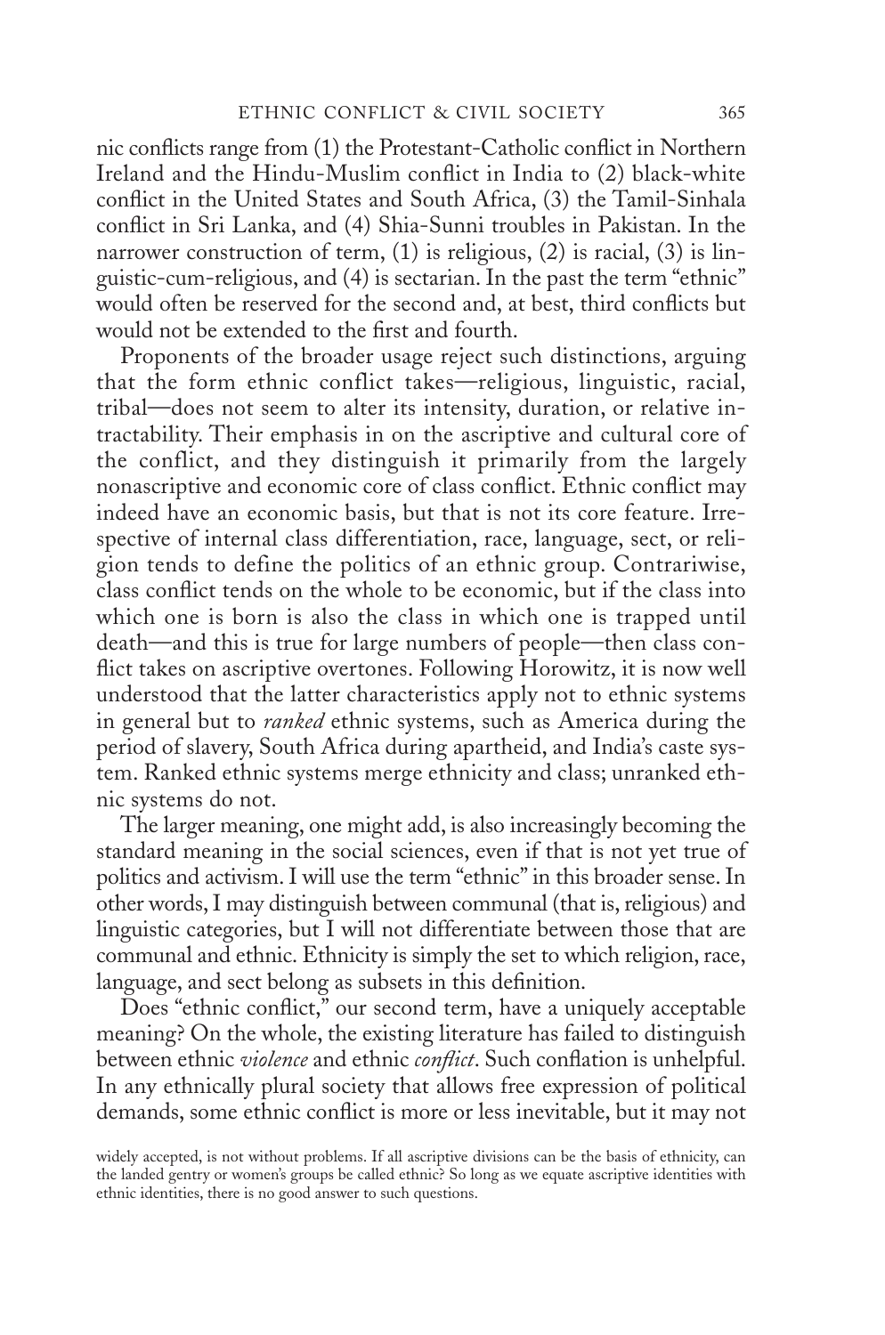nic conflicts range from (1) the Protestant-Catholic conflict in Northern Ireland and the Hindu-Muslim conflict in India to (2) black-white conflict in the United States and South Africa, (3) the Tamil-Sinhala conflict in Sri Lanka, and (4) Shia-Sunni troubles in Pakistan. In the narrower construction of term, (1) is religious, (2) is racial, (3) is linguistic-cum-religious, and (4) is sectarian. In the past the term "ethnic" would often be reserved for the second and, at best, third conflicts but would not be extended to the first and fourth.

Proponents of the broader usage reject such distinctions, arguing that the form ethnic conflict takes—religious, linguistic, racial, tribal—does not seem to alter its intensity, duration, or relative intractability. Their emphasis in on the ascriptive and cultural core of the conflict, and they distinguish it primarily from the largely nonascriptive and economic core of class conflict. Ethnic conflict may indeed have an economic basis, but that is not its core feature. Irrespective of internal class differentiation, race, language, sect, or religion tends to define the politics of an ethnic group. Contrariwise, class conflict tends on the whole to be economic, but if the class into which one is born is also the class in which one is trapped until death—and this is true for large numbers of people—then class conflict takes on ascriptive overtones. Following Horowitz, it is now well understood that the latter characteristics apply not to ethnic systems in general but to *ranked* ethnic systems, such as America during the period of slavery, South Africa during apartheid, and India's caste system. Ranked ethnic systems merge ethnicity and class; unranked ethnic systems do not.

The larger meaning, one might add, is also increasingly becoming the standard meaning in the social sciences, even if that is not yet true of politics and activism. I will use the term "ethnic" in this broader sense. In other words, I may distinguish between communal (that is, religious) and linguistic categories, but I will not differentiate between those that are communal and ethnic. Ethnicity is simply the set to which religion, race, language, and sect belong as subsets in this definition.

Does "ethnic conflict," our second term, have a uniquely acceptable meaning? On the whole, the existing literature has failed to distinguish between ethnic *violence* and ethnic *conflict*. Such conflation is unhelpful. In any ethnically plural society that allows free expression of political demands, some ethnic conflict is more or less inevitable, but it may not

widely accepted, is not without problems. If all ascriptive divisions can be the basis of ethnicity, can the landed gentry or women's groups be called ethnic? So long as we equate ascriptive identities with ethnic identities, there is no good answer to such questions.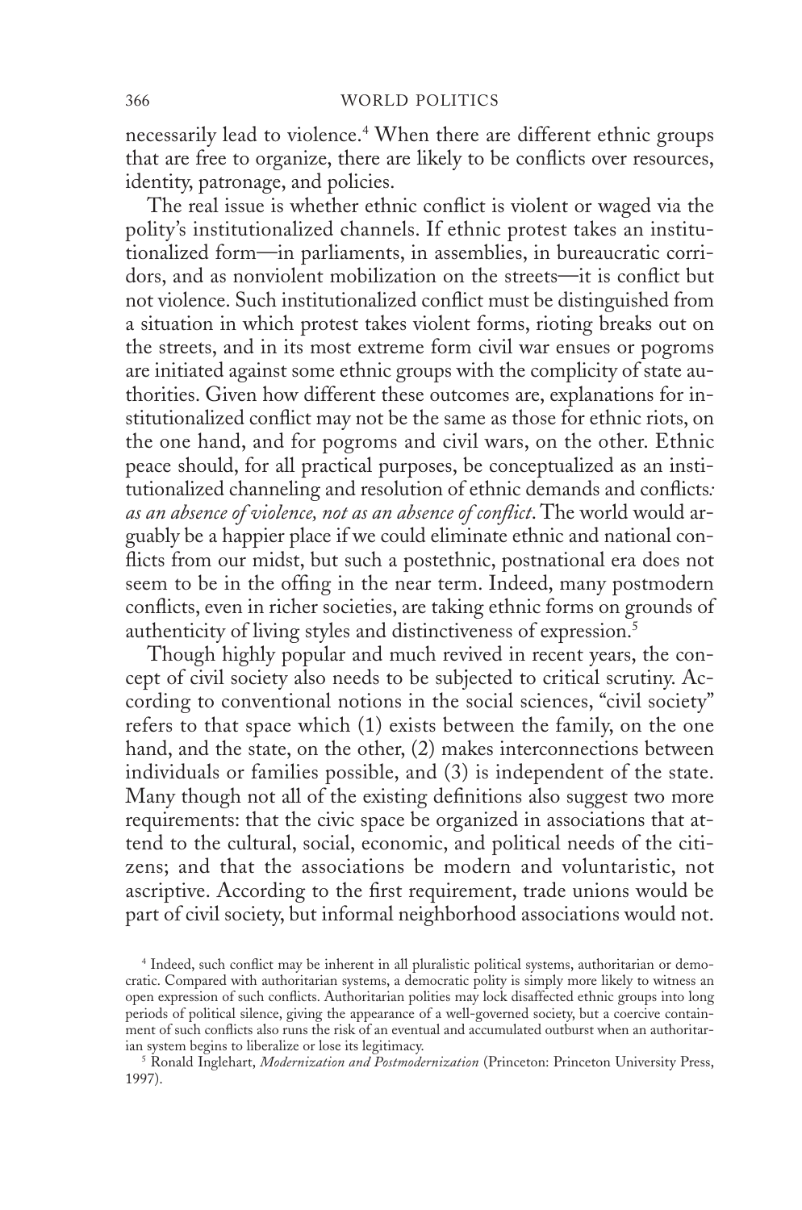necessarily lead to violence.[4] When there are different ethnic groups that are free to organize, there are likely to be conflicts over resources, identity, patronage, and policies.

The real issue is whether ethnic conflict is violent or waged via the polity's institutionalized channels. If ethnic protest takes an institutionalized form—in parliaments, in assemblies, in bureaucratic corridors, and as nonviolent mobilization on the streets—it is conflict but not violence. Such institutionalized conflict must be distinguished from a situation in which protest takes violent forms, rioting breaks out on the streets, and in its most extreme form civil war ensues or pogroms are initiated against some ethnic groups with the complicity of state authorities. Given how different these outcomes are, explanations for institutionalized conflict may not be the same as those for ethnic riots, on the one hand, and for pogroms and civil wars, on the other. Ethnic peace should, for all practical purposes, be conceptualized as an institutionalized channeling and resolution of ethnic demands and conflicts*: as an absence of violence, not as an absence of conflict*. The world would arguably be a happier place if we could eliminate ethnic and national conflicts from our midst, but such a postethnic, postnational era does not seem to be in the offing in the near term. Indeed, many postmodern conflicts, even in richer societies, are taking ethnic forms on grounds of authenticity of living styles and distinctiveness of expression.[5]

Though highly popular and much revived in recent years, the concept of civil society also needs to be subjected to critical scrutiny. According to conventional notions in the social sciences, "civil society" refers to that space which (1) exists between the family, on the one hand, and the state, on the other, (2) makes interconnections between individuals or families possible, and (3) is independent of the state. Many though not all of the existing definitions also suggest two more requirements: that the civic space be organized in associations that attend to the cultural, social, economic, and political needs of the citizens; and that the associations be modern and voluntaristic, not ascriptive. According to the first requirement, trade unions would be part of civil society, but informal neighborhood associations would not.

[4] Indeed, such conflict may be inherent in all pluralistic political systems, authoritarian or democratic. Compared with authoritarian systems, a democratic polity is simply more likely to witness an open expression of such conflicts. Authoritarian polities may lock disaffected ethnic groups into long periods of political silence, giving the appearance of a well-governed society, but a coercive containment of such conflicts also runs the risk of an eventual and accumulated outburst when an authoritarian system begins to liberalize or lose its legitimacy.

[5] Ronald Inglehart, *Modernization and Postmodernization* (Princeton: Princeton University Press, 1997).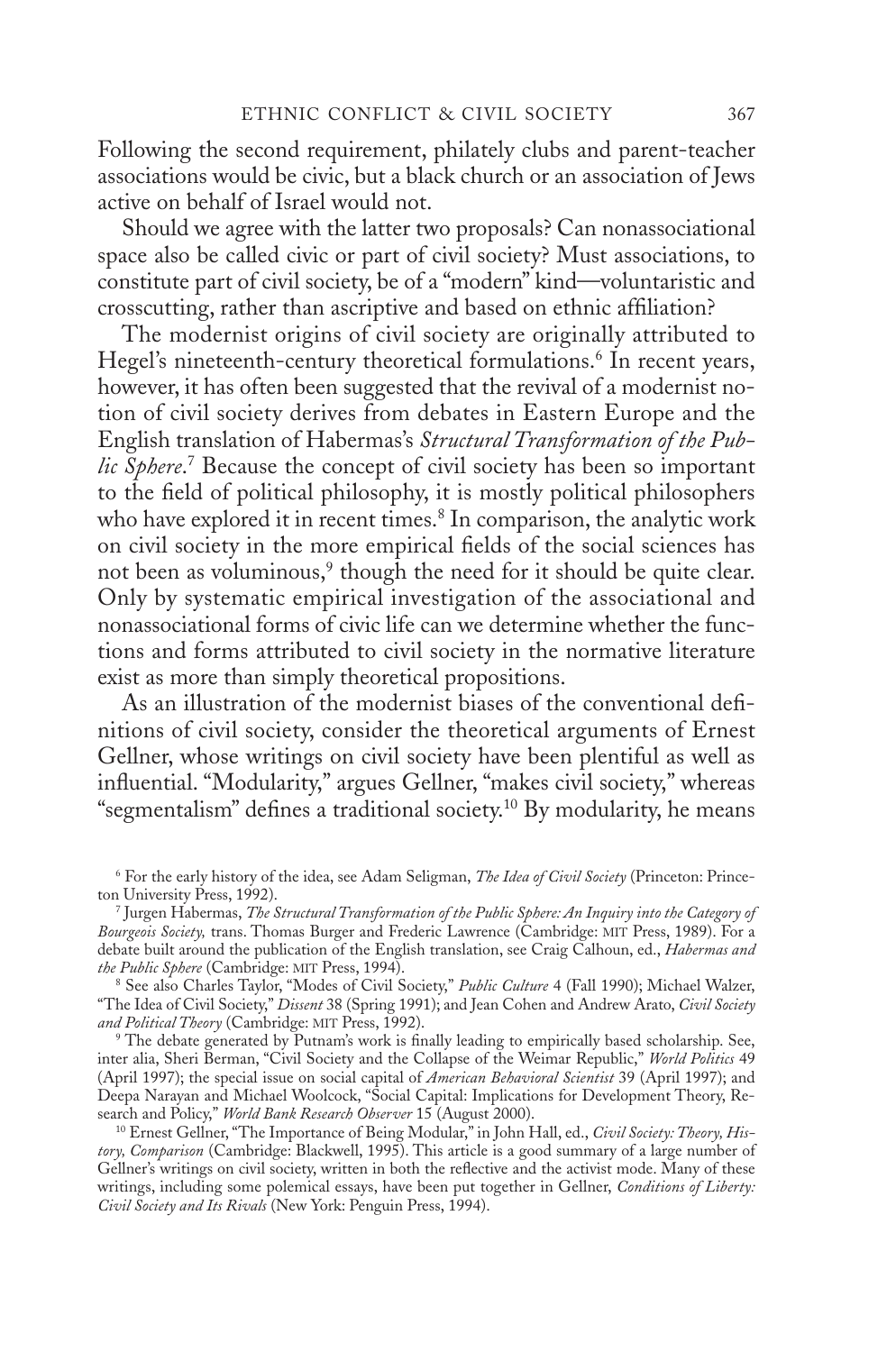Following the second requirement, philately clubs and parent-teacher associations would be civic, but a black church or an association of Jews active on behalf of Israel would not.

Should we agree with the latter two proposals? Can nonassociational space also be called civic or part of civil society? Must associations, to constitute part of civil society, be of a "modern" kind—voluntaristic and crosscutting, rather than ascriptive and based on ethnic affiliation?

The modernist origins of civil society are originally attributed to Hegel's nineteenth-century theoretical formulations.[6] In recent years, however, it has often been suggested that the revival of a modernist notion of civil society derives from debates in Eastern Europe and the English translation of Habermas's *Structural Transformation of the Public Sphere*.[7] Because the concept of civil society has been so important to the field of political philosophy, it is mostly political philosophers who have explored it in recent times.[8] In comparison, the analytic work on civil society in the more empirical fields of the social sciences has not been as voluminous,[9] though the need for it should be quite clear. Only by systematic empirical investigation of the associational and nonassociational forms of civic life can we determine whether the functions and forms attributed to civil society in the normative literature exist as more than simply theoretical propositions.

As an illustration of the modernist biases of the conventional definitions of civil society, consider the theoretical arguments of Ernest Gellner, whose writings on civil society have been plentiful as well as influential. "Modularity," argues Gellner, "makes civil society," whereas "segmentalism" defines a traditional society.[10] By modularity, he means

---

[6] For the early history of the idea, see Adam Seligman, *The Idea of Civil Society* (Princeton: Princeton University Press, 1992).

[7] Jurgen Habermas, *The Structural Transformation of the Public Sphere: An Inquiry into the Category of Bourgeois Society,* trans. Thomas Burger and Frederic Lawrence (Cambridge: MIT Press, 1989). For a debate built around the publication of the English translation, see Craig Calhoun, ed., *Habermas and the Public Sphere* (Cambridge: MIT Press, 1994).

[8] See also Charles Taylor, "Modes of Civil Society," *Public Culture* 4 (Fall 1990); Michael Walzer, "The Idea of Civil Society," *Dissent* 38 (Spring 1991); and Jean Cohen and Andrew Arato, *Civil Society and Political Theory* (Cambridge: MIT Press, 1992).

[9] The debate generated by Putnam's work is finally leading to empirically based scholarship. See, inter alia, Sheri Berman, "Civil Society and the Collapse of the Weimar Republic," *World Politics* 49 (April 1997); the special issue on social capital of *American Behavioral Scientist* 39 (April 1997); and Deepa Narayan and Michael Woolcock, "Social Capital: Implications for Development Theory, Research and Policy," *World Bank Research Observer* 15 (August 2000).

[10] Ernest Gellner, "The Importance of Being Modular," in John Hall, ed., *Civil Society: Theory, History, Comparison* (Cambridge: Blackwell, 1995). This article is a good summary of a large number of Gellner's writings on civil society, written in both the reflective and the activist mode. Many of these writings, including some polemical essays, have been put together in Gellner, *Conditions of Liberty: Civil Society and Its Rivals* (New York: Penguin Press, 1994).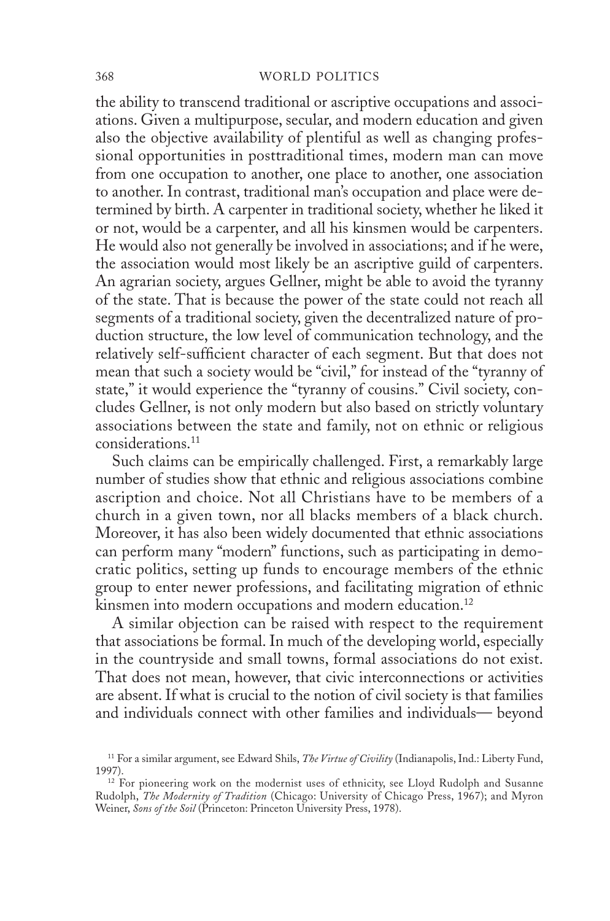the ability to transcend traditional or ascriptive occupations and associations. Given a multipurpose, secular, and modern education and given also the objective availability of plentiful as well as changing professional opportunities in posttraditional times, modern man can move from one occupation to another, one place to another, one association to another. In contrast, traditional man's occupation and place were determined by birth. A carpenter in traditional society, whether he liked it or not, would be a carpenter, and all his kinsmen would be carpenters. He would also not generally be involved in associations; and if he were, the association would most likely be an ascriptive guild of carpenters. An agrarian society, argues Gellner, might be able to avoid the tyranny of the state. That is because the power of the state could not reach all segments of a traditional society, given the decentralized nature of production structure, the low level of communication technology, and the relatively self-sufficient character of each segment. But that does not mean that such a society would be "civil," for instead of the "tyranny of state," it would experience the "tyranny of cousins." Civil society, concludes Gellner, is not only modern but also based on strictly voluntary associations between the state and family, not on ethnic or religious considerations.[11]

Such claims can be empirically challenged. First, a remarkably large number of studies show that ethnic and religious associations combine ascription and choice. Not all Christians have to be members of a church in a given town, nor all blacks members of a black church. Moreover, it has also been widely documented that ethnic associations can perform many "modern" functions, such as participating in democratic politics, setting up funds to encourage members of the ethnic group to enter newer professions, and facilitating migration of ethnic kinsmen into modern occupations and modern education.[12]

A similar objection can be raised with respect to the requirement that associations be formal. In much of the developing world, especially in the countryside and small towns, formal associations do not exist. That does not mean, however, that civic interconnections or activities are absent. If what is crucial to the notion of civil society is that families and individuals connect with other families and individuals— beyond

[11] For a similar argument, see Edward Shils, *The Virtue of Civility* (Indianapolis, Ind.: Liberty Fund, 1997).

[12] For pioneering work on the modernist uses of ethnicity, see Lloyd Rudolph and Susanne Rudolph, *The Modernity of Tradition* (Chicago: University of Chicago Press, 1967); and Myron Weiner, *Sons of the Soil* (Princeton: Princeton University Press, 1978).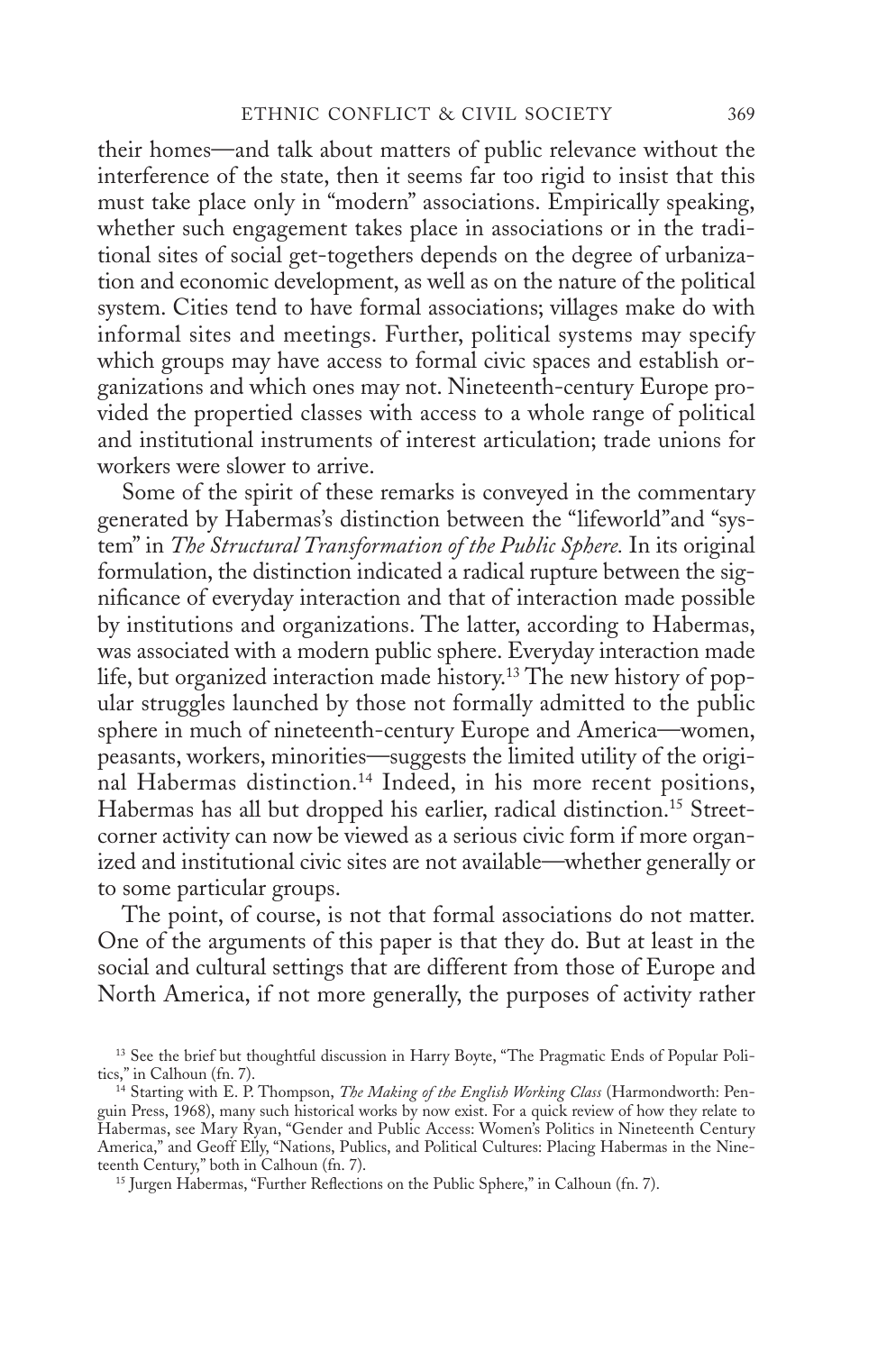their homes—and talk about matters of public relevance without the interference of the state, then it seems far too rigid to insist that this must take place only in "modern" associations. Empirically speaking, whether such engagement takes place in associations or in the traditional sites of social get-togethers depends on the degree of urbanization and economic development, as well as on the nature of the political system. Cities tend to have formal associations; villages make do with informal sites and meetings. Further, political systems may specify which groups may have access to formal civic spaces and establish organizations and which ones may not. Nineteenth-century Europe provided the propertied classes with access to a whole range of political and institutional instruments of interest articulation; trade unions for workers were slower to arrive.

Some of the spirit of these remarks is conveyed in the commentary generated by Habermas's distinction between the "lifeworld"and "system" in *The Structural Transformation of the Public Sphere.* In its original formulation, the distinction indicated a radical rupture between the significance of everyday interaction and that of interaction made possible by institutions and organizations. The latter, according to Habermas, was associated with a modern public sphere. Everyday interaction made life, but organized interaction made history.[13] The new history of popular struggles launched by those not formally admitted to the public sphere in much of nineteenth-century Europe and America—women, peasants, workers, minorities—suggests the limited utility of the original Habermas distinction.[14] Indeed, in his more recent positions, Habermas has all but dropped his earlier, radical distinction.[15] Street-corner activity can now be viewed as a serious civic form if more organized and institutional civic sites are not available—whether generally or to some particular groups.

The point, of course, is not that formal associations do not matter. One of the arguments of this paper is that they do. But at least in the social and cultural settings that are different from those of Europe and North America, if not more generally, the purposes of activity rather

---

[13] See the brief but thoughtful discussion in Harry Boyte, "The Pragmatic Ends of Popular Politics," in Calhoun (fn. 7).

[14] Starting with E. P. Thompson, *The Making of the English Working Class* (Harmondworth: Penguin Press, 1968), many such historical works by now exist. For a quick review of how they relate to Habermas, see Mary Ryan, "Gender and Public Access: Women's Politics in Nineteenth Century America," and Geoff Elly, "Nations, Publics, and Political Cultures: Placing Habermas in the Nineteenth Century," both in Calhoun (fn. 7).

[15] Jurgen Habermas, "Further Reflections on the Public Sphere," in Calhoun (fn. 7).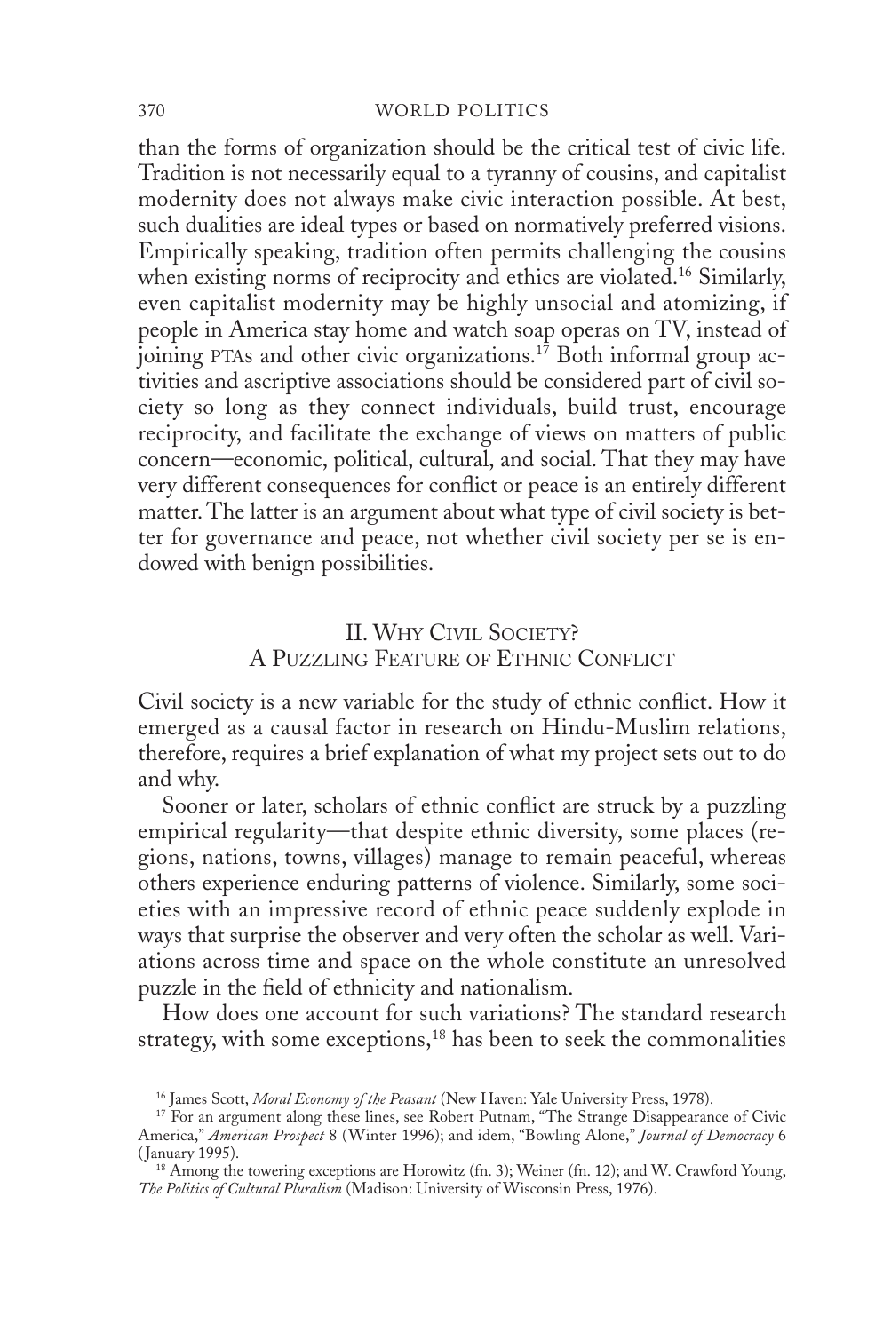than the forms of organization should be the critical test of civic life. Tradition is not necessarily equal to a tyranny of cousins, and capitalist modernity does not always make civic interaction possible. At best, such dualities are ideal types or based on normatively preferred visions. Empirically speaking, tradition often permits challenging the cousins when existing norms of reciprocity and ethics are violated.[16] Similarly, even capitalist modernity may be highly unsocial and atomizing, if people in America stay home and watch soap operas on TV, instead of joining PTAs and other civic organizations.[17] Both informal group activities and ascriptive associations should be considered part of civil society so long as they connect individuals, build trust, encourage reciprocity, and facilitate the exchange of views on matters of public concern—economic, political, cultural, and social. That they may have very different consequences for conflict or peace is an entirely different matter. The latter is an argument about what type of civil society is better for governance and peace, not whether civil society per se is endowed with benign possibilities.

## II. Why Civil Society? A Puzzling Feature of Ethnic Conflict

Civil society is a new variable for the study of ethnic conflict. How it emerged as a causal factor in research on Hindu-Muslim relations, therefore, requires a brief explanation of what my project sets out to do and why.

Sooner or later, scholars of ethnic conflict are struck by a puzzling empirical regularity—that despite ethnic diversity, some places (regions, nations, towns, villages) manage to remain peaceful, whereas others experience enduring patterns of violence. Similarly, some societies with an impressive record of ethnic peace suddenly explode in ways that surprise the observer and very often the scholar as well. Variations across time and space on the whole constitute an unresolved puzzle in the field of ethnicity and nationalism.

How does one account for such variations? The standard research strategy, with some exceptions,[18] has been to seek the commonalities

---

[16] James Scott, *Moral Economy of the Peasant* (New Haven: Yale University Press, 1978).

[17] For an argument along these lines, see Robert Putnam, "The Strange Disappearance of Civic America," *American Prospect* 8 (Winter 1996); and idem, "Bowling Alone," *Journal of Democracy* 6 (January 1995).

[18] Among the towering exceptions are Horowitz (fn. 3); Weiner (fn. 12); and W. Crawford Young, *The Politics of Cultural Pluralism* (Madison: University of Wisconsin Press, 1976).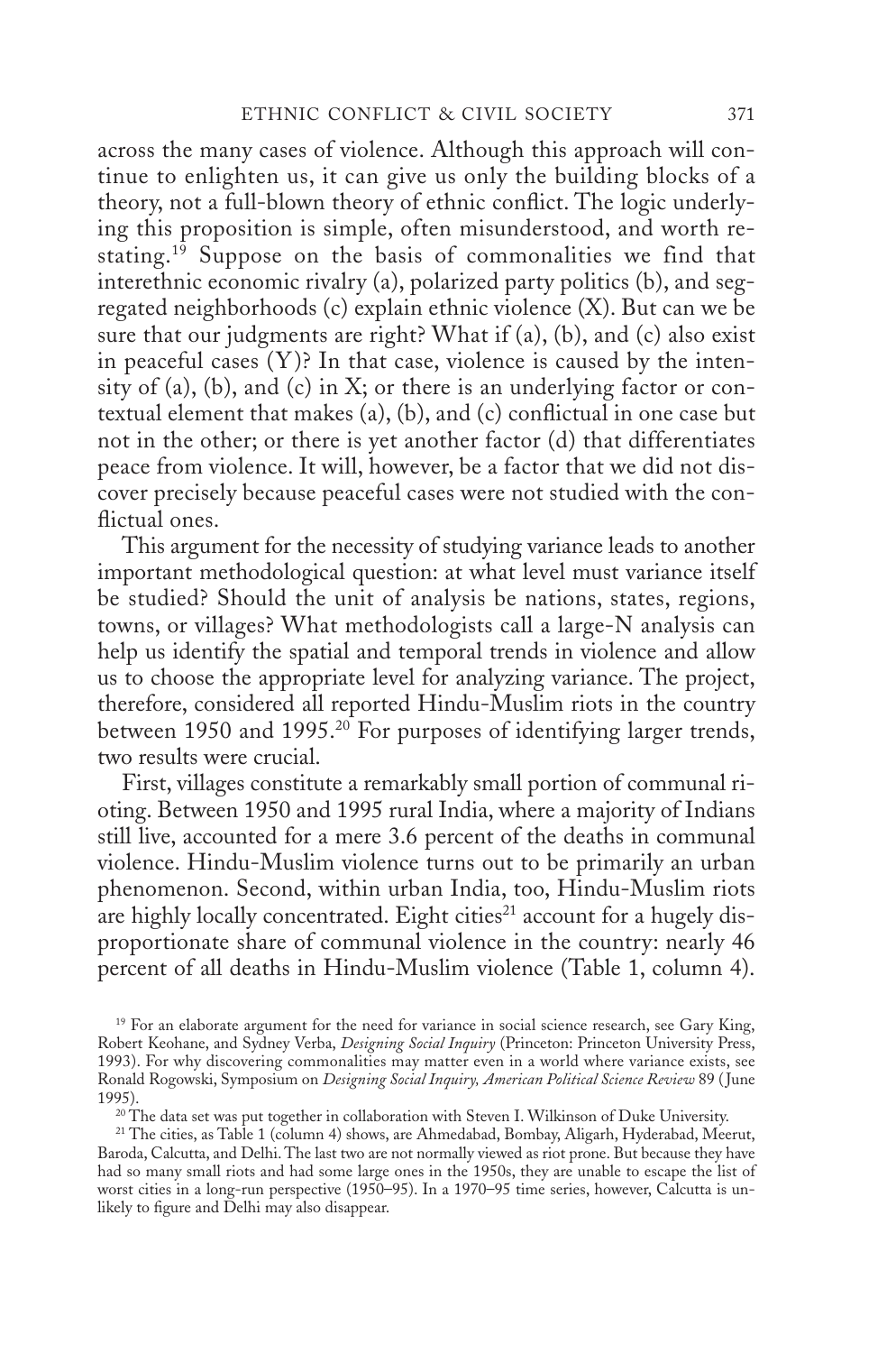across the many cases of violence. Although this approach will continue to enlighten us, it can give us only the building blocks of a theory, not a full-blown theory of ethnic conflict. The logic underlying this proposition is simple, often misunderstood, and worth restating.[19] Suppose on the basis of commonalities we find that interethnic economic rivalry (a), polarized party politics (b), and segregated neighborhoods (c) explain ethnic violence (X). But can we be sure that our judgments are right? What if (a), (b), and (c) also exist in peaceful cases (Y)? In that case, violence is caused by the intensity of (a), (b), and (c) in X; or there is an underlying factor or contextual element that makes (a), (b), and (c) conflictual in one case but not in the other; or there is yet another factor (d) that differentiates peace from violence. It will, however, be a factor that we did not discover precisely because peaceful cases were not studied with the conflictual ones.

This argument for the necessity of studying variance leads to another important methodological question: at what level must variance itself be studied? Should the unit of analysis be nations, states, regions, towns, or villages? What methodologists call a large-N analysis can help us identify the spatial and temporal trends in violence and allow us to choose the appropriate level for analyzing variance. The project, therefore, considered all reported Hindu-Muslim riots in the country between 1950 and 1995.[20] For purposes of identifying larger trends, two results were crucial.

First, villages constitute a remarkably small portion of communal rioting. Between 1950 and 1995 rural India, where a majority of Indians still live, accounted for a mere 3.6 percent of the deaths in communal violence. Hindu-Muslim violence turns out to be primarily an urban phenomenon. Second, within urban India, too, Hindu-Muslim riots are highly locally concentrated. Eight cities[21] account for a hugely disproportionate share of communal violence in the country: nearly 46 percent of all deaths in Hindu-Muslim violence (Table 1, column 4).

[19] For an elaborate argument for the need for variance in social science research, see Gary King, Robert Keohane, and Sydney Verba, *Designing Social Inquiry* (Princeton: Princeton University Press, 1993). For why discovering commonalities may matter even in a world where variance exists, see Ronald Rogowski, Symposium on *Designing Social Inquiry, American Political Science Review* 89 (June 1995).

[20] The data set was put together in collaboration with Steven I. Wilkinson of Duke University.

[21] The cities, as Table 1 (column 4) shows, are Ahmedabad, Bombay, Aligarh, Hyderabad, Meerut, Baroda, Calcutta, and Delhi. The last two are not normally viewed as riot prone. But because they have had so many small riots and had some large ones in the 1950s, they are unable to escape the list of worst cities in a long-run perspective (1950–95). In a 1970–95 time series, however, Calcutta is unlikely to figure and Delhi may also disappear.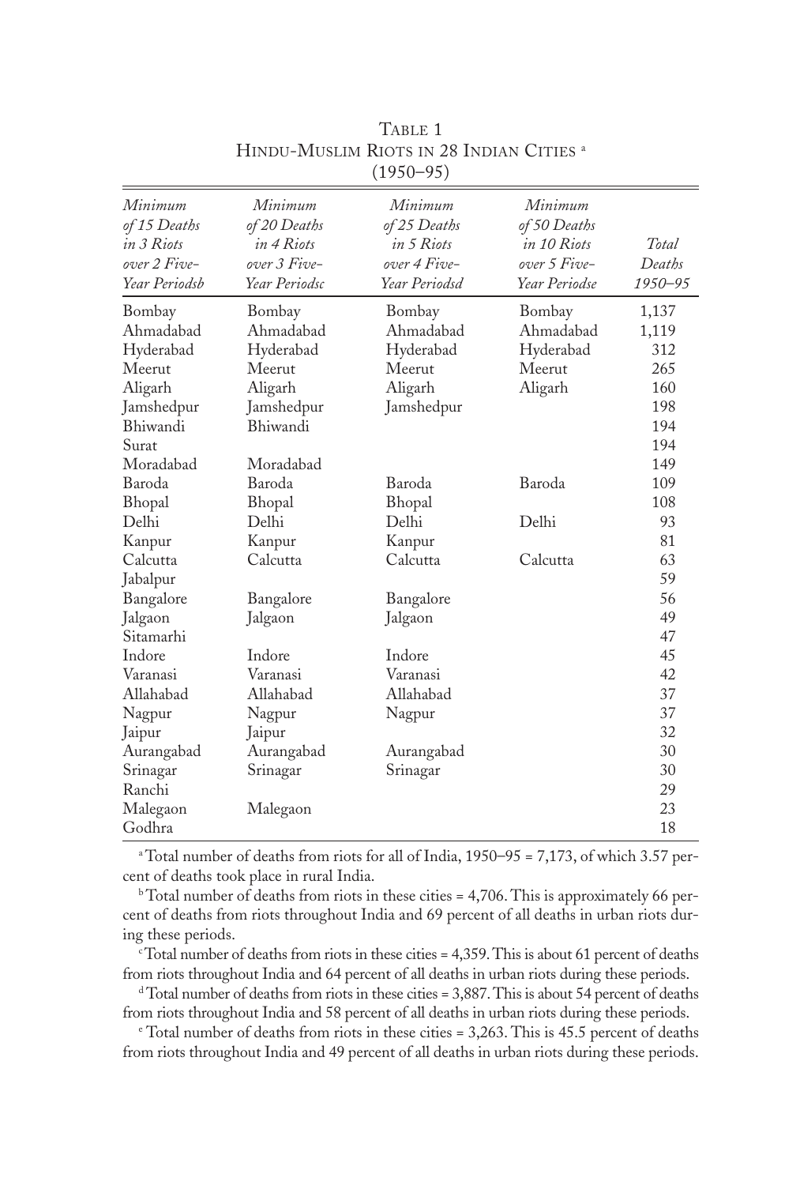TABLE 1
HINDU-MUSLIM RIOTS IN 28 INDIAN CITIES [a]
(1950–95)

| *Minimum of 15 Deaths in 3 Riots over 2 Five-Year Periods*[b] | *Minimum of 20 Deaths in 4 Riots over 3 Five-Year Periods*[c] | *Minimum of 25 Deaths in 5 Riots over 4 Five-Year Periods*[d] | *Minimum of 50 Deaths in 10 Riots over 5 Five-Year Periods*[e] | *Total Deaths 1950–95* |
|---|---|---|---|---|
| Bombay | Bombay | Bombay | Bombay | 1,137 |
| Ahmadabad | Ahmadabad | Ahmadabad | Ahmadabad | 1,119 |
| Hyderabad | Hyderabad | Hyderabad | Hyderabad | 312 |
| Meerut | Meerut | Meerut | Meerut | 265 |
| Aligarh | Aligarh | Aligarh | Aligarh | 160 |
| Jamshedpur | Jamshedpur | Jamshedpur | | 198 |
| Bhiwandi | Bhiwandi | | | 194 |
| Surat | | | | 194 |
| Moradabad | Moradabad | | | 149 |
| Baroda | Baroda | Baroda | Baroda | 109 |
| Bhopal | Bhopal | Bhopal | | 108 |
| Delhi | Delhi | Delhi | Delhi | 93 |
| Kanpur | Kanpur | Kanpur | | 81 |
| Calcutta | Calcutta | Calcutta | Calcutta | 63 |
| Jabalpur | | | | 59 |
| Bangalore | Bangalore | Bangalore | | 56 |
| Jalgaon | Jalgaon | Jalgaon | | 49 |
| Sitamarhi | | | | 47 |
| Indore | Indore | Indore | | 45 |
| Varanasi | Varanasi | Varanasi | | 42 |
| Allahabad | Allahabad | Allahabad | | 37 |
| Nagpur | Nagpur | Nagpur | | 37 |
| Jaipur | Jaipur | | | 32 |
| Aurangabad | Aurangabad | Aurangabad | | 30 |
| Srinagar | Srinagar | Srinagar | | 30 |
| Ranchi | | | | 29 |
| Malegaon | Malegaon | | | 23 |
| Godhra | | | | 18 |

[a] Total number of deaths from riots for all of India, 1950–95 = 7,173, of which 3.57 percent of deaths took place in rural India.

[b] Total number of deaths from riots in these cities = 4,706. This is approximately 66 percent of deaths from riots throughout India and 69 percent of all deaths in urban riots during these periods.

[c] Total number of deaths from riots in these cities = 4,359. This is about 61 percent of deaths from riots throughout India and 64 percent of all deaths in urban riots during these periods.

[d] Total number of deaths from riots in these cities = 3,887. This is about 54 percent of deaths from riots throughout India and 58 percent of all deaths in urban riots during these periods.

[e] Total number of deaths from riots in these cities = 3,263. This is 45.5 percent of deaths from riots throughout India and 49 percent of all deaths in urban riots during these periods.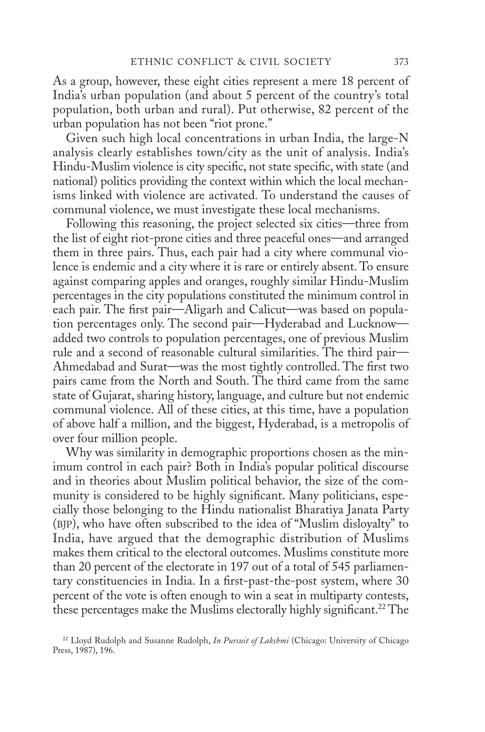As a group, however, these eight cities represent a mere 18 percent of India's urban population (and about 5 percent of the country's total population, both urban and rural). Put otherwise, 82 percent of the urban population has not been "riot prone."

Given such high local concentrations in urban India, the large-N analysis clearly establishes town/city as the unit of analysis. India's Hindu-Muslim violence is city specific, not state specific, with state (and national) politics providing the context within which the local mechanisms linked with violence are activated. To understand the causes of communal violence, we must investigate these local mechanisms.

Following this reasoning, the project selected six cities—three from the list of eight riot-prone cities and three peaceful ones—and arranged them in three pairs. Thus, each pair had a city where communal violence is endemic and a city where it is rare or entirely absent. To ensure against comparing apples and oranges, roughly similar Hindu-Muslim percentages in the city populations constituted the minimum control in each pair. The first pair—Aligarh and Calicut—was based on population percentages only. The second pair—Hyderabad and Lucknow—added two controls to population percentages, one of previous Muslim rule and a second of reasonable cultural similarities. The third pair—Ahmedabad and Surat—was the most tightly controlled. The first two pairs came from the North and South. The third came from the same state of Gujarat, sharing history, language, and culture but not endemic communal violence. All of these cities, at this time, have a population of above half a million, and the biggest, Hyderabad, is a metropolis of over four million people.

Why was similarity in demographic proportions chosen as the minimum control in each pair? Both in India's popular political discourse and in theories about Muslim political behavior, the size of the community is considered to be highly significant. Many politicians, especially those belonging to the Hindu nationalist Bharatiya Janata Party (BJP), who have often subscribed to the idea of "Muslim disloyalty" to India, have argued that the demographic distribution of Muslims makes them critical to the electoral outcomes. Muslims constitute more than 20 percent of the electorate in 197 out of a total of 545 parliamentary constituencies in India. In a first-past-the-post system, where 30 percent of the vote is often enough to win a seat in multiparty contests, these percentages make the Muslims electorally highly significant.[22] The

[22] Lloyd Rudolph and Susanne Rudolph, *In Pursuit of Lakshmi* (Chicago: University of Chicago Press, 1987), 196.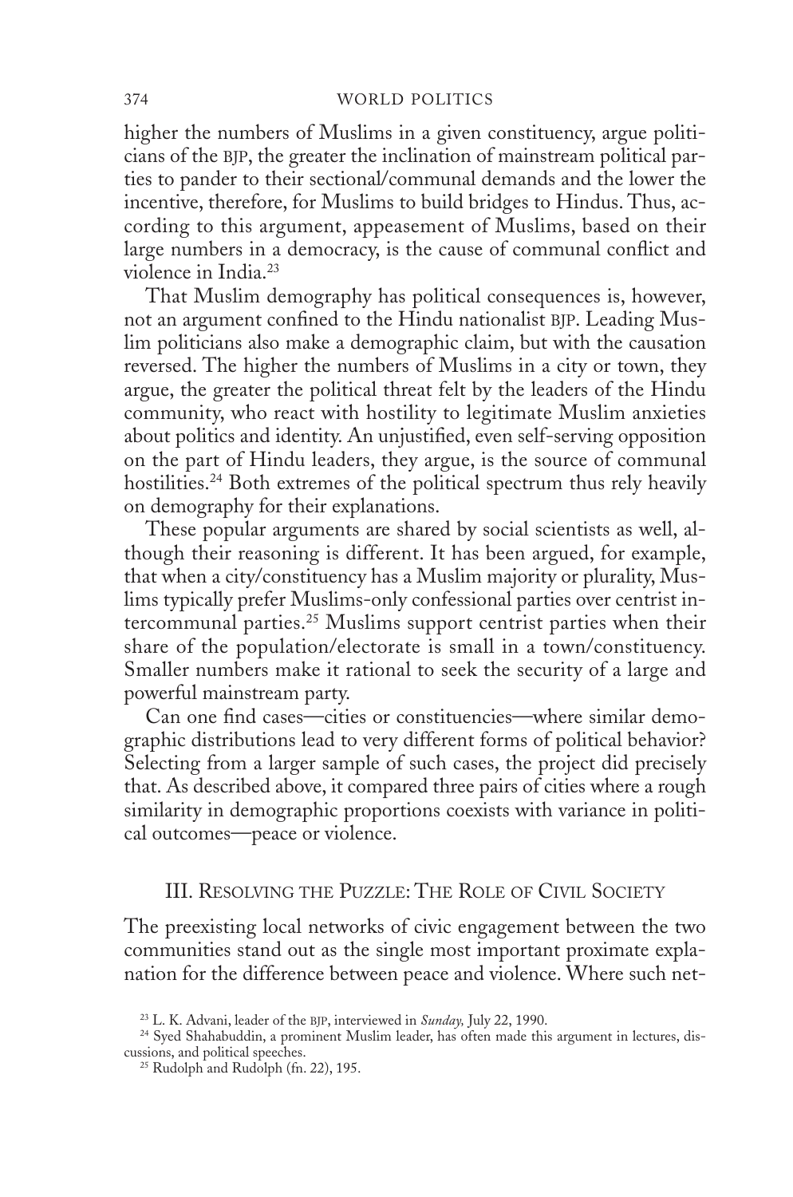higher the numbers of Muslims in a given constituency, argue politicians of the BJP, the greater the inclination of mainstream political parties to pander to their sectional/communal demands and the lower the incentive, therefore, for Muslims to build bridges to Hindus. Thus, according to this argument, appeasement of Muslims, based on their large numbers in a democracy, is the cause of communal conflict and violence in India.[23]

That Muslim demography has political consequences is, however, not an argument confined to the Hindu nationalist BJP. Leading Muslim politicians also make a demographic claim, but with the causation reversed. The higher the numbers of Muslims in a city or town, they argue, the greater the political threat felt by the leaders of the Hindu community, who react with hostility to legitimate Muslim anxieties about politics and identity. An unjustified, even self-serving opposition on the part of Hindu leaders, they argue, is the source of communal hostilities.[24] Both extremes of the political spectrum thus rely heavily on demography for their explanations.

These popular arguments are shared by social scientists as well, although their reasoning is different. It has been argued, for example, that when a city/constituency has a Muslim majority or plurality, Muslims typically prefer Muslims-only confessional parties over centrist intercommunal parties.[25] Muslims support centrist parties when their share of the population/electorate is small in a town/constituency. Smaller numbers make it rational to seek the security of a large and powerful mainstream party.

Can one find cases—cities or constituencies—where similar demographic distributions lead to very different forms of political behavior? Selecting from a larger sample of such cases, the project did precisely that. As described above, it compared three pairs of cities where a rough similarity in demographic proportions coexists with variance in political outcomes—peace or violence.

## III. Resolving the Puzzle: The Role of Civil Society

The preexisting local networks of civic engagement between the two communities stand out as the single most important proximate explanation for the difference between peace and violence. Where such net-

[23] L. K. Advani, leader of the BJP, interviewed in *Sunday,* July 22, 1990.

[24] Syed Shahabuddin, a prominent Muslim leader, has often made this argument in lectures, discussions, and political speeches.

[25] Rudolph and Rudolph (fn. 22), 195.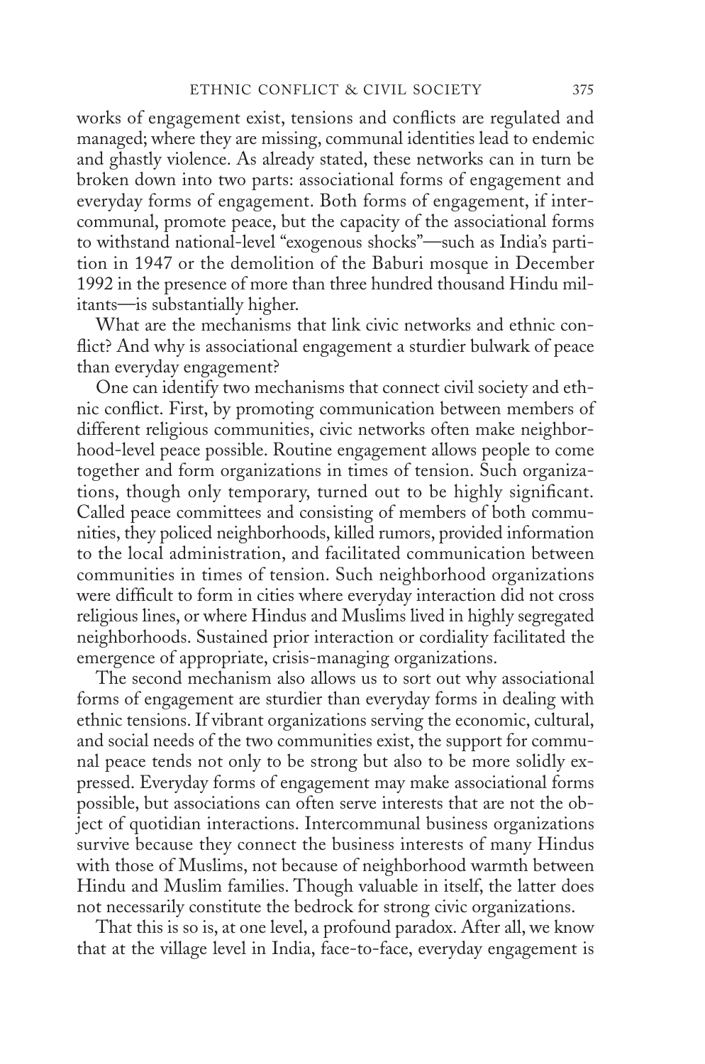works of engagement exist, tensions and conflicts are regulated and managed; where they are missing, communal identities lead to endemic and ghastly violence. As already stated, these networks can in turn be broken down into two parts: associational forms of engagement and everyday forms of engagement. Both forms of engagement, if intercommunal, promote peace, but the capacity of the associational forms to withstand national-level "exogenous shocks"—such as India's partition in 1947 or the demolition of the Baburi mosque in December 1992 in the presence of more than three hundred thousand Hindu militants—is substantially higher.

What are the mechanisms that link civic networks and ethnic conflict? And why is associational engagement a sturdier bulwark of peace than everyday engagement?

One can identify two mechanisms that connect civil society and ethnic conflict. First, by promoting communication between members of different religious communities, civic networks often make neighborhood-level peace possible. Routine engagement allows people to come together and form organizations in times of tension. Such organizations, though only temporary, turned out to be highly significant. Called peace committees and consisting of members of both communities, they policed neighborhoods, killed rumors, provided information to the local administration, and facilitated communication between communities in times of tension. Such neighborhood organizations were difficult to form in cities where everyday interaction did not cross religious lines, or where Hindus and Muslims lived in highly segregated neighborhoods. Sustained prior interaction or cordiality facilitated the emergence of appropriate, crisis-managing organizations.

The second mechanism also allows us to sort out why associational forms of engagement are sturdier than everyday forms in dealing with ethnic tensions. If vibrant organizations serving the economic, cultural, and social needs of the two communities exist, the support for communal peace tends not only to be strong but also to be more solidly expressed. Everyday forms of engagement may make associational forms possible, but associations can often serve interests that are not the object of quotidian interactions. Intercommunal business organizations survive because they connect the business interests of many Hindus with those of Muslims, not because of neighborhood warmth between Hindu and Muslim families. Though valuable in itself, the latter does not necessarily constitute the bedrock for strong civic organizations.

That this is so is, at one level, a profound paradox. After all, we know that at the village level in India, face-to-face, everyday engagement is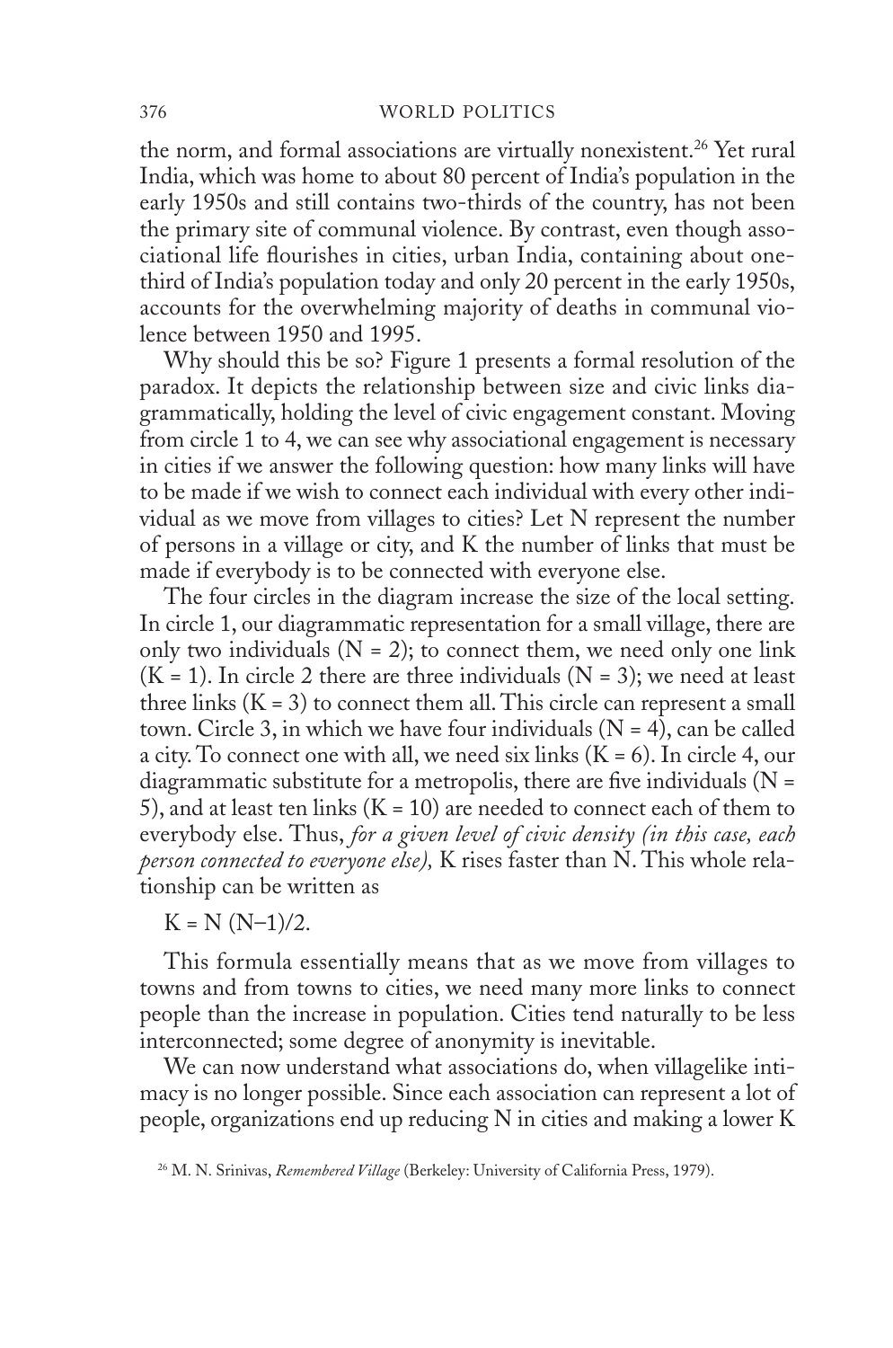the norm, and formal associations are virtually nonexistent.[26] Yet rural India, which was home to about 80 percent of India's population in the early 1950s and still contains two-thirds of the country, has not been the primary site of communal violence. By contrast, even though associational life flourishes in cities, urban India, containing about one-third of India's population today and only 20 percent in the early 1950s, accounts for the overwhelming majority of deaths in communal violence between 1950 and 1995.

Why should this be so? Figure 1 presents a formal resolution of the paradox. It depicts the relationship between size and civic links diagrammatically, holding the level of civic engagement constant. Moving from circle 1 to 4, we can see why associational engagement is necessary in cities if we answer the following question: how many links will have to be made if we wish to connect each individual with every other individual as we move from villages to cities? Let N represent the number of persons in a village or city, and K the number of links that must be made if everybody is to be connected with everyone else.

The four circles in the diagram increase the size of the local setting. In circle 1, our diagrammatic representation for a small village, there are only two individuals ($N = 2$); to connect them, we need only one link ($K = 1$). In circle 2 there are three individuals ($N = 3$); we need at least three links ($K = 3$) to connect them all. This circle can represent a small town. Circle 3, in which we have four individuals ($N = 4$), can be called a city. To connect one with all, we need six links ($K = 6$). In circle 4, our diagrammatic substitute for a metropolis, there are five individuals ($N = 5$), and at least ten links ($K = 10$) are needed to connect each of them to everybody else. Thus, *for a given level of civic density (in this case, each person connected to everyone else),* K rises faster than N. This whole relationship can be written as

$$K = N(N-1)/2.$$

This formula essentially means that as we move from villages to towns and from towns to cities, we need many more links to connect people than the increase in population. Cities tend naturally to be less interconnected; some degree of anonymity is inevitable.

We can now understand what associations do, when villagelike intimacy is no longer possible. Since each association can represent a lot of people, organizations end up reducing N in cities and making a lower K

[26] M. N. Srinivas, *Remembered Village* (Berkeley: University of California Press, 1979).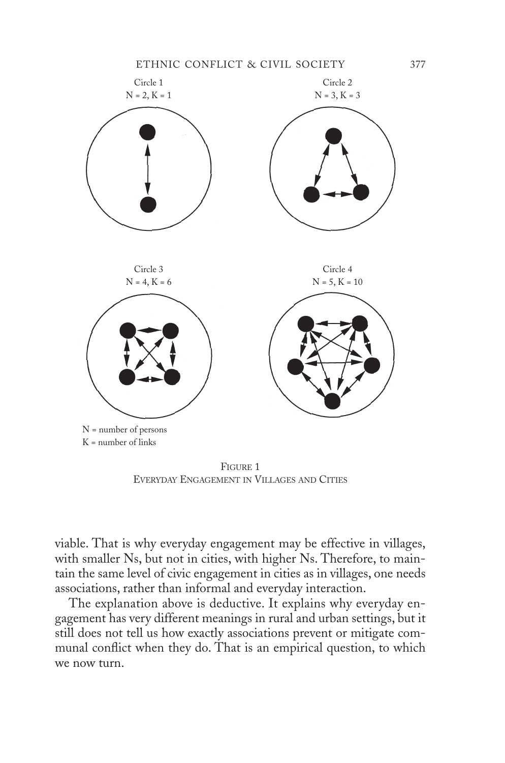Circle 1
$N = 2, K = 1$

Circle 2
$N = 3, K = 3$

Circle 3
$N = 4, K = 6$

Circle 4
$N = 5, K = 10$

N = number of persons
K = number of links

FIGURE 1
EVERYDAY ENGAGEMENT IN VILLAGES AND CITIES

viable. That is why everyday engagement may be effective in villages, with smaller Ns, but not in cities, with higher Ns. Therefore, to maintain the same level of civic engagement in cities as in villages, one needs associations, rather than informal and everyday interaction.

The explanation above is deductive. It explains why everyday engagement has very different meanings in rural and urban settings, but it still does not tell us how exactly associations prevent or mitigate communal conflict when they do. That is an empirical question, to which we now turn.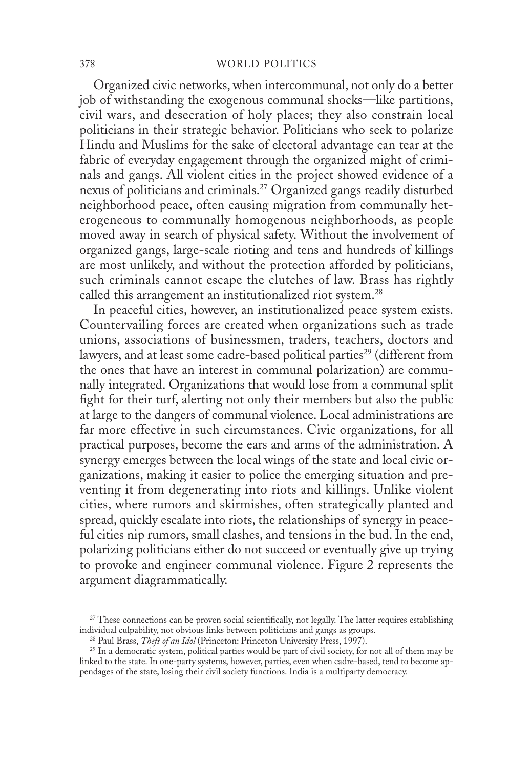Organized civic networks, when intercommunal, not only do a better job of withstanding the exogenous communal shocks—like partitions, civil wars, and desecration of holy places; they also constrain local politicians in their strategic behavior. Politicians who seek to polarize Hindu and Muslims for the sake of electoral advantage can tear at the fabric of everyday engagement through the organized might of criminals and gangs. All violent cities in the project showed evidence of a nexus of politicians and criminals.[27] Organized gangs readily disturbed neighborhood peace, often causing migration from communally heterogeneous to communally homogenous neighborhoods, as people moved away in search of physical safety. Without the involvement of organized gangs, large-scale rioting and tens and hundreds of killings are most unlikely, and without the protection afforded by politicians, such criminals cannot escape the clutches of law. Brass has rightly called this arrangement an institutionalized riot system.[28]

In peaceful cities, however, an institutionalized peace system exists. Countervailing forces are created when organizations such as trade unions, associations of businessmen, traders, teachers, doctors and lawyers, and at least some cadre-based political parties[29] (different from the ones that have an interest in communal polarization) are communally integrated. Organizations that would lose from a communal split fight for their turf, alerting not only their members but also the public at large to the dangers of communal violence. Local administrations are far more effective in such circumstances. Civic organizations, for all practical purposes, become the ears and arms of the administration. A synergy emerges between the local wings of the state and local civic organizations, making it easier to police the emerging situation and preventing it from degenerating into riots and killings. Unlike violent cities, where rumors and skirmishes, often strategically planted and spread, quickly escalate into riots, the relationships of synergy in peaceful cities nip rumors, small clashes, and tensions in the bud. In the end, polarizing politicians either do not succeed or eventually give up trying to provoke and engineer communal violence. Figure 2 represents the argument diagrammatically.

[27] These connections can be proven social scientifically, not legally. The latter requires establishing individual culpability, not obvious links between politicians and gangs as groups.

[28] Paul Brass, *Theft of an Idol* (Princeton: Princeton University Press, 1997).

[29] In a democratic system, political parties would be part of civil society, for not all of them may be linked to the state. In one-party systems, however, parties, even when cadre-based, tend to become appendages of the state, losing their civil society functions. India is a multiparty democracy.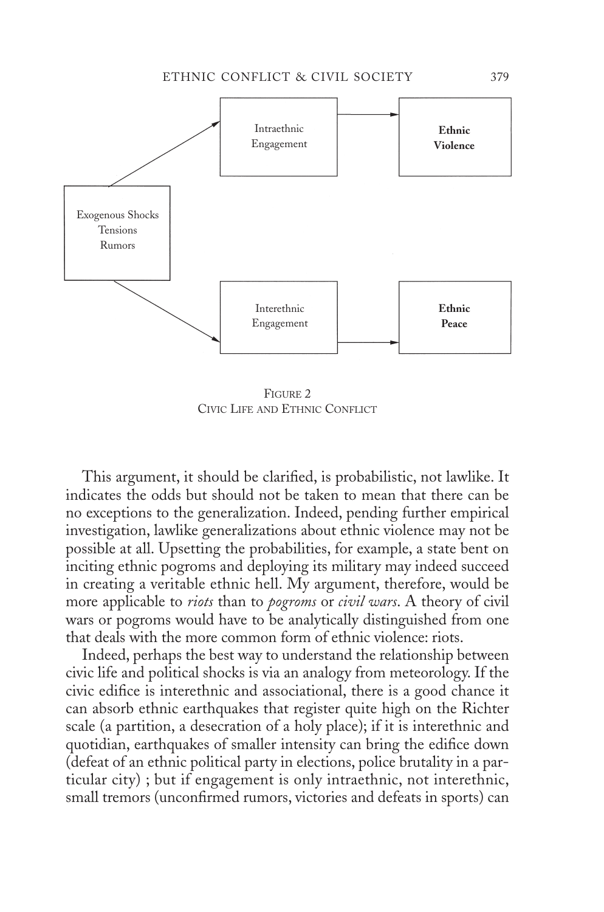Intraethnic Engagement → **Ethnic Violence**

Exogenous Shocks / Tensions / Rumors

Interethnic Engagement → **Ethnic Peace**

FIGURE 2
CIVIC LIFE AND ETHNIC CONFLICT

This argument, it should be clarified, is probabilistic, not lawlike. It indicates the odds but should not be taken to mean that there can be no exceptions to the generalization. Indeed, pending further empirical investigation, lawlike generalizations about ethnic violence may not be possible at all. Upsetting the probabilities, for example, a state bent on inciting ethnic pogroms and deploying its military may indeed succeed in creating a veritable ethnic hell. My argument, therefore, would be more applicable to *riots* than to *pogroms* or *civil wars*. A theory of civil wars or pogroms would have to be analytically distinguished from one that deals with the more common form of ethnic violence: riots.

Indeed, perhaps the best way to understand the relationship between civic life and political shocks is via an analogy from meteorology. If the civic edifice is interethnic and associational, there is a good chance it can absorb ethnic earthquakes that register quite high on the Richter scale (a partition, a desecration of a holy place); if it is interethnic and quotidian, earthquakes of smaller intensity can bring the edifice down (defeat of an ethnic political party in elections, police brutality in a particular city) ; but if engagement is only intraethnic, not interethnic, small tremors (unconfirmed rumors, victories and defeats in sports) can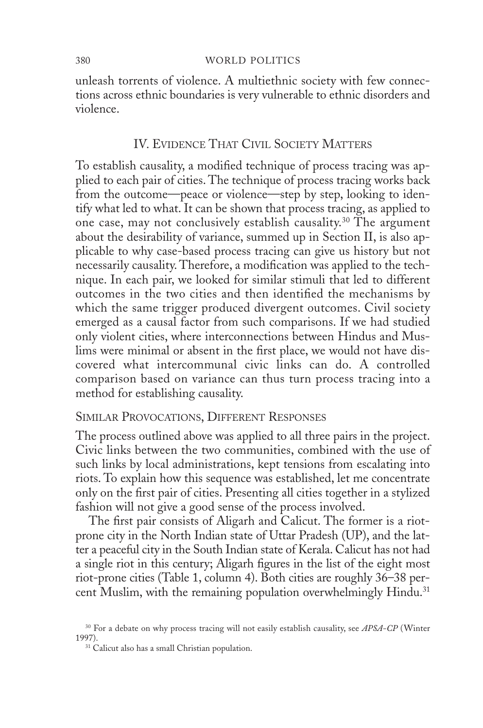unleash torrents of violence. A multiethnic society with few connections across ethnic boundaries is very vulnerable to ethnic disorders and violence.

## IV. Evidence That Civil Society Matters

To establish causality, a modified technique of process tracing was applied to each pair of cities. The technique of process tracing works back from the outcome—peace or violence—step by step, looking to identify what led to what. It can be shown that process tracing, as applied to one case, may not conclusively establish causality.[30] The argument about the desirability of variance, summed up in Section II, is also applicable to why case-based process tracing can give us history but not necessarily causality. Therefore, a modification was applied to the technique. In each pair, we looked for similar stimuli that led to different outcomes in the two cities and then identified the mechanisms by which the same trigger produced divergent outcomes. Civil society emerged as a causal factor from such comparisons. If we had studied only violent cities, where interconnections between Hindus and Muslims were minimal or absent in the first place, we would not have discovered what intercommunal civic links can do. A controlled comparison based on variance can thus turn process tracing into a method for establishing causality.

### Similar Provocations, Different Responses

The process outlined above was applied to all three pairs in the project. Civic links between the two communities, combined with the use of such links by local administrations, kept tensions from escalating into riots. To explain how this sequence was established, let me concentrate only on the first pair of cities. Presenting all cities together in a stylized fashion will not give a good sense of the process involved.

The first pair consists of Aligarh and Calicut. The former is a riot-prone city in the North Indian state of Uttar Pradesh (UP), and the latter a peaceful city in the South Indian state of Kerala. Calicut has not had a single riot in this century; Aligarh figures in the list of the eight most riot-prone cities (Table 1, column 4). Both cities are roughly 36–38 percent Muslim, with the remaining population overwhelmingly Hindu.[31]

[30] For a debate on why process tracing will not easily establish causality, see *APSA-CP* (Winter 1997).

[31] Calicut also has a small Christian population.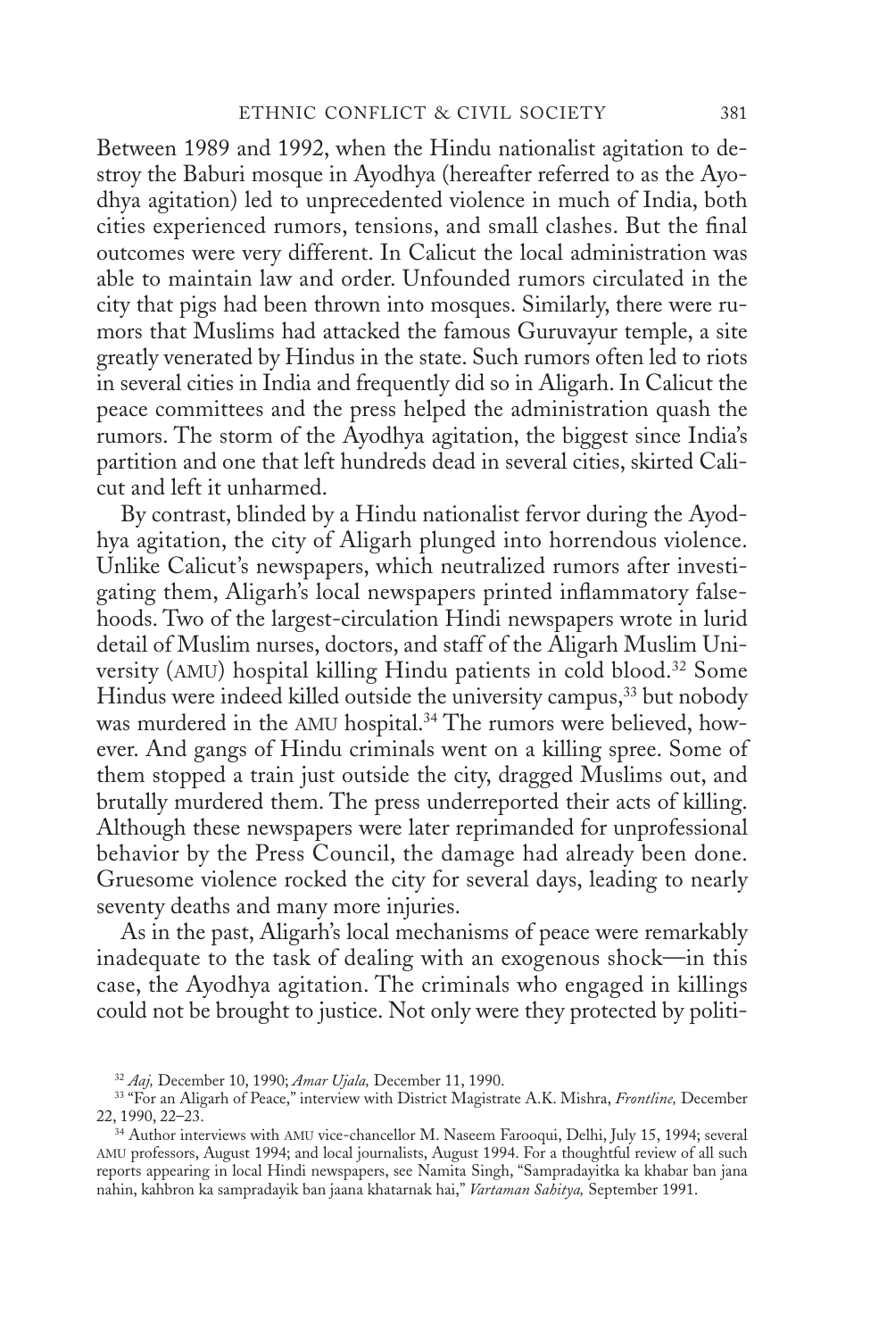Between 1989 and 1992, when the Hindu nationalist agitation to destroy the Baburi mosque in Ayodhya (hereafter referred to as the Ayodhya agitation) led to unprecedented violence in much of India, both cities experienced rumors, tensions, and small clashes. But the final outcomes were very different. In Calicut the local administration was able to maintain law and order. Unfounded rumors circulated in the city that pigs had been thrown into mosques. Similarly, there were rumors that Muslims had attacked the famous Guruvayur temple, a site greatly venerated by Hindus in the state. Such rumors often led to riots in several cities in India and frequently did so in Aligarh. In Calicut the peace committees and the press helped the administration quash the rumors. The storm of the Ayodhya agitation, the biggest since India's partition and one that left hundreds dead in several cities, skirted Calicut and left it unharmed.

By contrast, blinded by a Hindu nationalist fervor during the Ayodhya agitation, the city of Aligarh plunged into horrendous violence. Unlike Calicut's newspapers, which neutralized rumors after investigating them, Aligarh's local newspapers printed inflammatory falsehoods. Two of the largest-circulation Hindi newspapers wrote in lurid detail of Muslim nurses, doctors, and staff of the Aligarh Muslim University (AMU) hospital killing Hindu patients in cold blood.[32] Some Hindus were indeed killed outside the university campus,[33] but nobody was murdered in the AMU hospital.[34] The rumors were believed, however. And gangs of Hindu criminals went on a killing spree. Some of them stopped a train just outside the city, dragged Muslims out, and brutally murdered them. The press underreported their acts of killing. Although these newspapers were later reprimanded for unprofessional behavior by the Press Council, the damage had already been done. Gruesome violence rocked the city for several days, leading to nearly seventy deaths and many more injuries.

As in the past, Aligarh's local mechanisms of peace were remarkably inadequate to the task of dealing with an exogenous shock—in this case, the Ayodhya agitation. The criminals who engaged in killings could not be brought to justice. Not only were they protected by politi-

---

[32] *Aaj,* December 10, 1990; *Amar Ujala,* December 11, 1990.

[33] "For an Aligarh of Peace," interview with District Magistrate A.K. Mishra, *Frontline,* December 22, 1990, 22–23.

[34] Author interviews with AMU vice-chancellor M. Naseem Farooqui, Delhi, July 15, 1994; several AMU professors, August 1994; and local journalists, August 1994. For a thoughtful review of all such reports appearing in local Hindi newspapers, see Namita Singh, "Sampradayitka ka khabar ban jana nahin, kahbron ka sampradayik ban jaana khatarnak hai," *Vartaman Sahitya,* September 1991.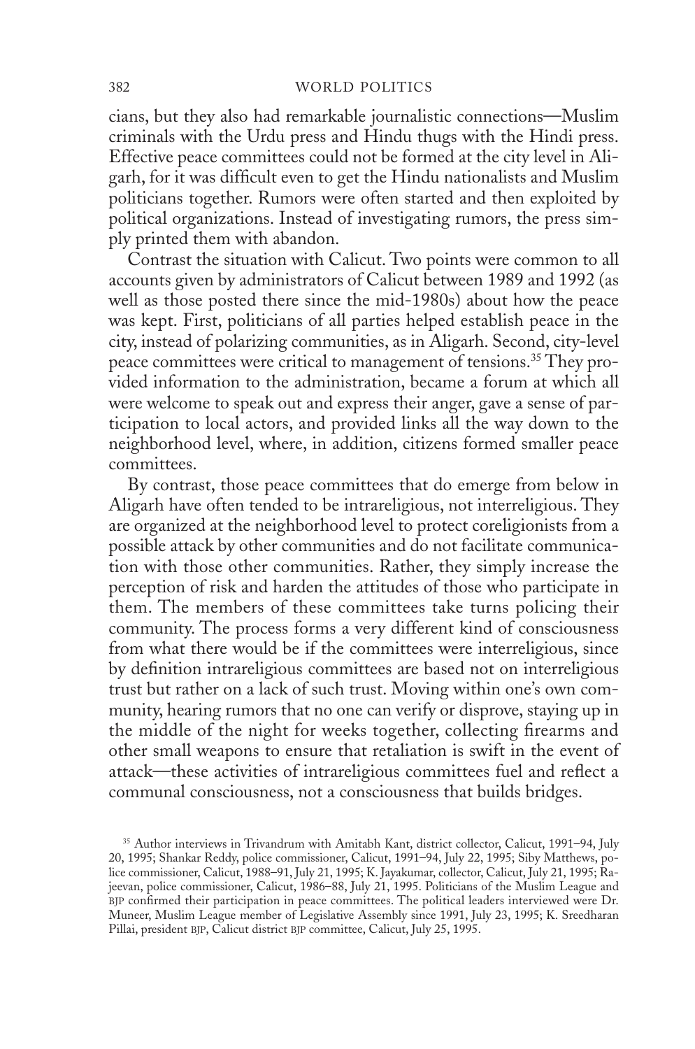cians, but they also had remarkable journalistic connections—Muslim criminals with the Urdu press and Hindu thugs with the Hindi press. Effective peace committees could not be formed at the city level in Aligarh, for it was difficult even to get the Hindu nationalists and Muslim politicians together. Rumors were often started and then exploited by political organizations. Instead of investigating rumors, the press simply printed them with abandon.

Contrast the situation with Calicut. Two points were common to all accounts given by administrators of Calicut between 1989 and 1992 (as well as those posted there since the mid-1980s) about how the peace was kept. First, politicians of all parties helped establish peace in the city, instead of polarizing communities, as in Aligarh. Second, city-level peace committees were critical to management of tensions.[35] They provided information to the administration, became a forum at which all were welcome to speak out and express their anger, gave a sense of participation to local actors, and provided links all the way down to the neighborhood level, where, in addition, citizens formed smaller peace committees.

By contrast, those peace committees that do emerge from below in Aligarh have often tended to be intrareligious, not interreligious. They are organized at the neighborhood level to protect coreligionists from a possible attack by other communities and do not facilitate communication with those other communities. Rather, they simply increase the perception of risk and harden the attitudes of those who participate in them. The members of these committees take turns policing their community. The process forms a very different kind of consciousness from what there would be if the committees were interreligious, since by definition intrareligious committees are based not on interreligious trust but rather on a lack of such trust. Moving within one's own community, hearing rumors that no one can verify or disprove, staying up in the middle of the night for weeks together, collecting firearms and other small weapons to ensure that retaliation is swift in the event of attack—these activities of intrareligious committees fuel and reflect a communal consciousness, not a consciousness that builds bridges.

[35] Author interviews in Trivandrum with Amitabh Kant, district collector, Calicut, 1991–94, July 20, 1995; Shankar Reddy, police commissioner, Calicut, 1991–94, July 22, 1995; Siby Matthews, police commissioner, Calicut, 1988–91, July 21, 1995; K. Jayakumar, collector, Calicut, July 21, 1995; Rajeevan, police commissioner, Calicut, 1986–88, July 21, 1995. Politicians of the Muslim League and BJP confirmed their participation in peace committees. The political leaders interviewed were Dr. Muneer, Muslim League member of Legislative Assembly since 1991, July 23, 1995; K. Sreedharan Pillai, president BJP, Calicut district BJP committee, Calicut, July 25, 1995.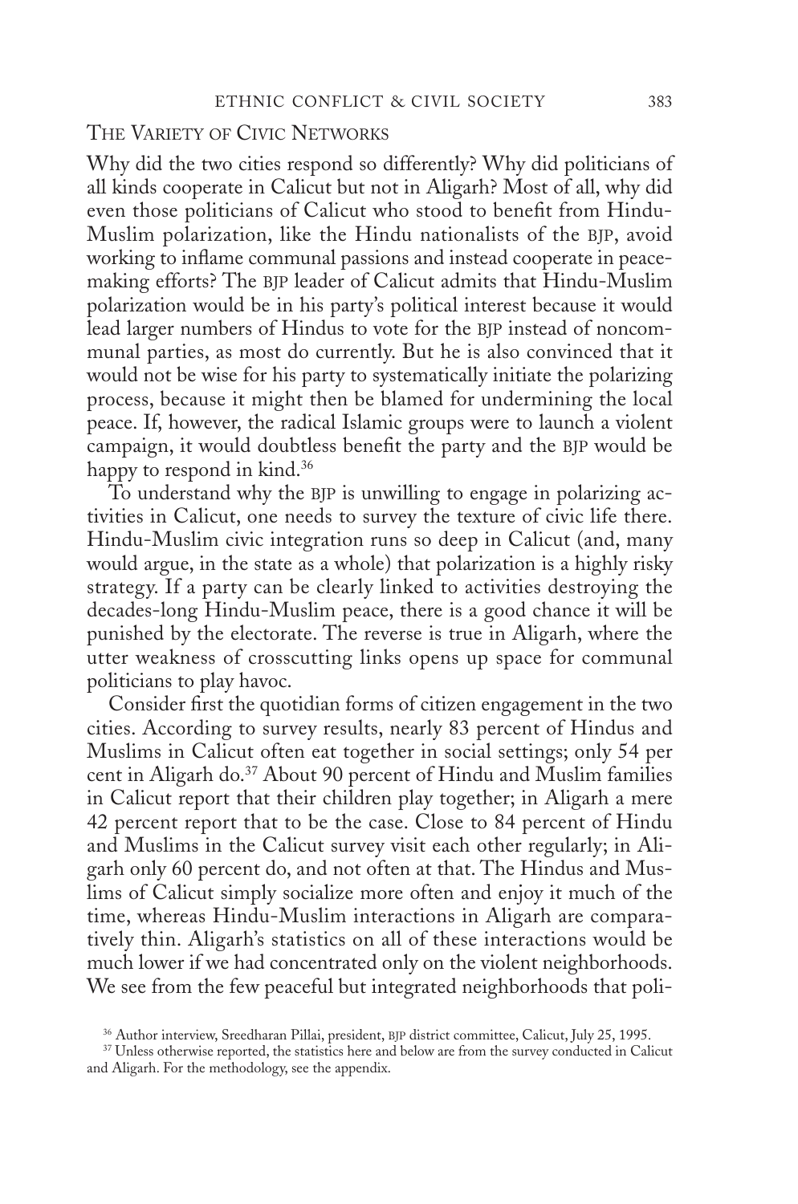## The Variety of Civic Networks

Why did the two cities respond so differently? Why did politicians of all kinds cooperate in Calicut but not in Aligarh? Most of all, why did even those politicians of Calicut who stood to benefit from Hindu-Muslim polarization, like the Hindu nationalists of the BJP, avoid working to inflame communal passions and instead cooperate in peacemaking efforts? The BJP leader of Calicut admits that Hindu-Muslim polarization would be in his party's political interest because it would lead larger numbers of Hindus to vote for the BJP instead of noncommunal parties, as most do currently. But he is also convinced that it would not be wise for his party to systematically initiate the polarizing process, because it might then be blamed for undermining the local peace. If, however, the radical Islamic groups were to launch a violent campaign, it would doubtless benefit the party and the BJP would be happy to respond in kind.[36]

To understand why the BJP is unwilling to engage in polarizing activities in Calicut, one needs to survey the texture of civic life there. Hindu-Muslim civic integration runs so deep in Calicut (and, many would argue, in the state as a whole) that polarization is a highly risky strategy. If a party can be clearly linked to activities destroying the decades-long Hindu-Muslim peace, there is a good chance it will be punished by the electorate. The reverse is true in Aligarh, where the utter weakness of crosscutting links opens up space for communal politicians to play havoc.

Consider first the quotidian forms of citizen engagement in the two cities. According to survey results, nearly 83 percent of Hindus and Muslims in Calicut often eat together in social settings; only 54 per cent in Aligarh do.[37] About 90 percent of Hindu and Muslim families in Calicut report that their children play together; in Aligarh a mere 42 percent report that to be the case. Close to 84 percent of Hindu and Muslims in the Calicut survey visit each other regularly; in Aligarh only 60 percent do, and not often at that. The Hindus and Muslims of Calicut simply socialize more often and enjoy it much of the time, whereas Hindu-Muslim interactions in Aligarh are comparatively thin. Aligarh's statistics on all of these interactions would be much lower if we had concentrated only on the violent neighborhoods. We see from the few peaceful but integrated neighborhoods that poli-

[36] Author interview, Sreedharan Pillai, president, BJP district committee, Calicut, July 25, 1995.

[37] Unless otherwise reported, the statistics here and below are from the survey conducted in Calicut and Aligarh. For the methodology, see the appendix.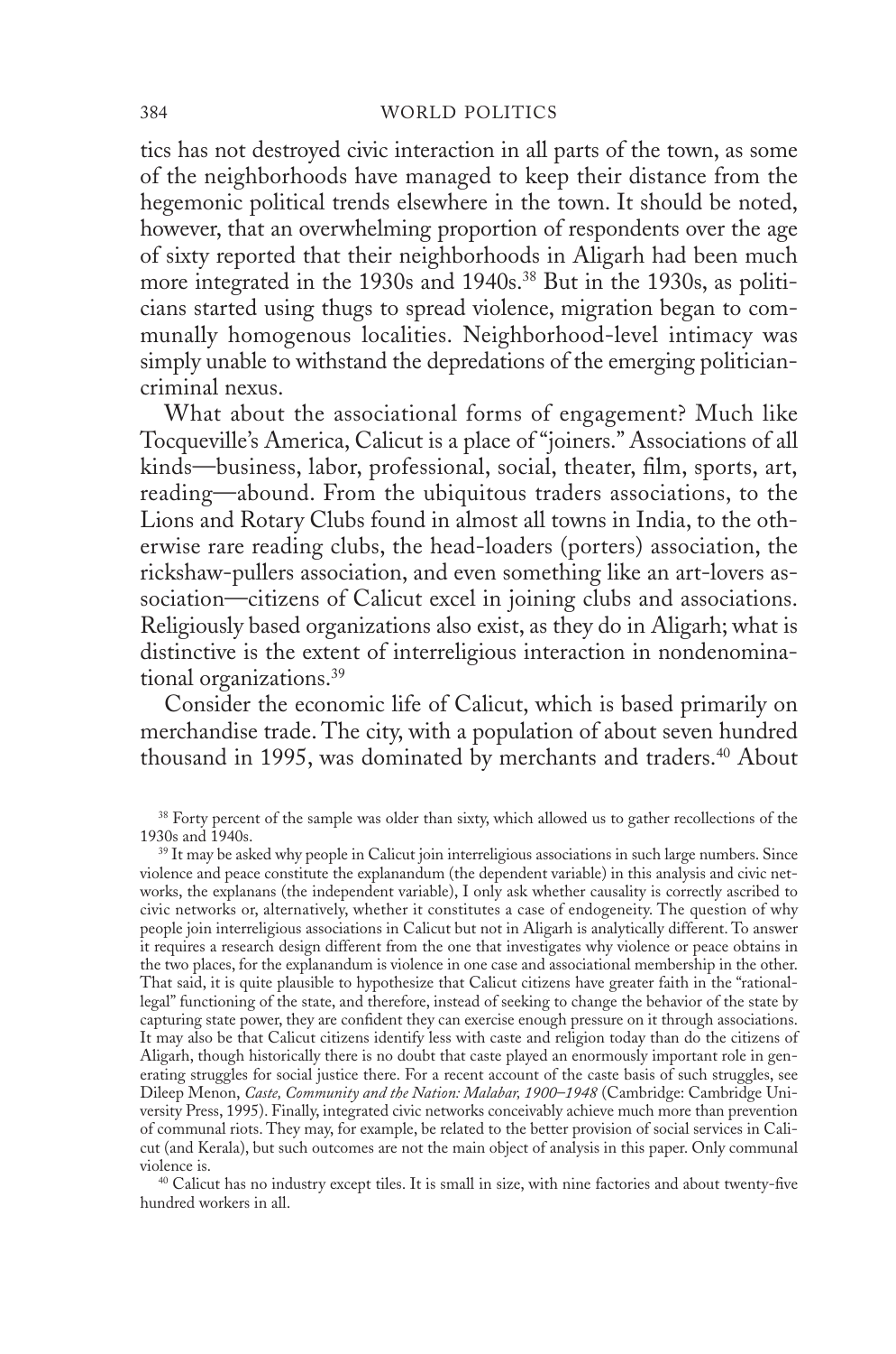tics has not destroyed civic interaction in all parts of the town, as some of the neighborhoods have managed to keep their distance from the hegemonic political trends elsewhere in the town. It should be noted, however, that an overwhelming proportion of respondents over the age of sixty reported that their neighborhoods in Aligarh had been much more integrated in the 1930s and 1940s.[38] But in the 1930s, as politicians started using thugs to spread violence, migration began to communally homogenous localities. Neighborhood-level intimacy was simply unable to withstand the depredations of the emerging politician-criminal nexus.

What about the associational forms of engagement? Much like Tocqueville's America, Calicut is a place of "joiners." Associations of all kinds—business, labor, professional, social, theater, film, sports, art, reading—abound. From the ubiquitous traders associations, to the Lions and Rotary Clubs found in almost all towns in India, to the otherwise rare reading clubs, the head-loaders (porters) association, the rickshaw-pullers association, and even something like an art-lovers association—citizens of Calicut excel in joining clubs and associations. Religiously based organizations also exist, as they do in Aligarh; what is distinctive is the extent of interreligious interaction in nondenominational organizations.[39]

Consider the economic life of Calicut, which is based primarily on merchandise trade. The city, with a population of about seven hundred thousand in 1995, was dominated by merchants and traders.[40] About

---

[38] Forty percent of the sample was older than sixty, which allowed us to gather recollections of the 1930s and 1940s.

[39] It may be asked why people in Calicut join interreligious associations in such large numbers. Since violence and peace constitute the explanandum (the dependent variable) in this analysis and civic networks, the explanans (the independent variable), I only ask whether causality is correctly ascribed to civic networks or, alternatively, whether it constitutes a case of endogeneity. The question of why people join interreligious associations in Calicut but not in Aligarh is analytically different. To answer it requires a research design different from the one that investigates why violence or peace obtains in the two places, for the explanandum is violence in one case and associational membership in the other. That said, it is quite plausible to hypothesize that Calicut citizens have greater faith in the "rational-legal" functioning of the state, and therefore, instead of seeking to change the behavior of the state by capturing state power, they are confident they can exercise enough pressure on it through associations. It may also be that Calicut citizens identify less with caste and religion today than do the citizens of Aligarh, though historically there is no doubt that caste played an enormously important role in generating struggles for social justice there. For a recent account of the caste basis of such struggles, see Dileep Menon, *Caste, Community and the Nation: Malabar, 1900–1948* (Cambridge: Cambridge University Press, 1995). Finally, integrated civic networks conceivably achieve much more than prevention of communal riots. They may, for example, be related to the better provision of social services in Calicut (and Kerala), but such outcomes are not the main object of analysis in this paper. Only communal violence is.

[40] Calicut has no industry except tiles. It is small in size, with nine factories and about twenty-five hundred workers in all.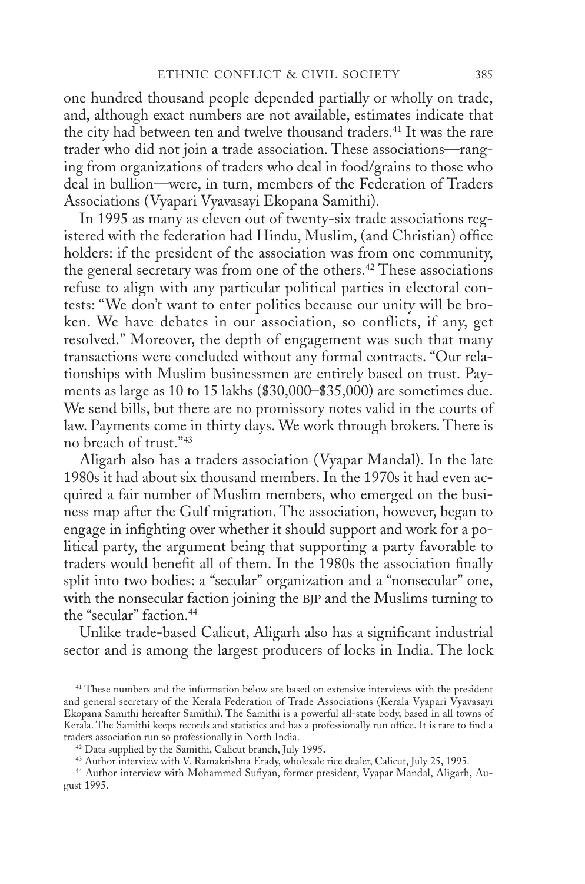one hundred thousand people depended partially or wholly on trade, and, although exact numbers are not available, estimates indicate that the city had between ten and twelve thousand traders.[41] It was the rare trader who did not join a trade association. These associations—ranging from organizations of traders who deal in food/grains to those who deal in bullion—were, in turn, members of the Federation of Traders Associations (Vyapari Vyavasayi Ekopana Samithi).

In 1995 as many as eleven out of twenty-six trade associations registered with the federation had Hindu, Muslim, (and Christian) office holders: if the president of the association was from one community, the general secretary was from one of the others.[42] These associations refuse to align with any particular political parties in electoral contests: "We don't want to enter politics because our unity will be broken. We have debates in our association, so conflicts, if any, get resolved." Moreover, the depth of engagement was such that many transactions were concluded without any formal contracts. "Our relationships with Muslim businessmen are entirely based on trust. Payments as large as 10 to 15 lakhs ($30,000–$35,000) are sometimes due. We send bills, but there are no promissory notes valid in the courts of law. Payments come in thirty days. We work through brokers. There is no breach of trust."[43]

Aligarh also has a traders association (Vyapar Mandal). In the late 1980s it had about six thousand members. In the 1970s it had even acquired a fair number of Muslim members, who emerged on the business map after the Gulf migration. The association, however, began to engage in infighting over whether it should support and work for a political party, the argument being that supporting a party favorable to traders would benefit all of them. In the 1980s the association finally split into two bodies: a "secular" organization and a "nonsecular" one, with the nonsecular faction joining the BJP and the Muslims turning to the "secular" faction.[44]

Unlike trade-based Calicut, Aligarh also has a significant industrial sector and is among the largest producers of locks in India. The lock

---

[41] These numbers and the information below are based on extensive interviews with the president and general secretary of the Kerala Federation of Trade Associations (Kerala Vyapari Vyavasayi Ekopana Samithi hereafter Samithi). The Samithi is a powerful all-state body, based in all towns of Kerala. The Samithi keeps records and statistics and has a professionally run office. It is rare to find a traders association run so professionally in North India.

[42] Data supplied by the Samithi, Calicut branch, July 1995.

[43] Author interview with V. Ramakrishna Erady, wholesale rice dealer, Calicut, July 25, 1995.

[44] Author interview with Mohammed Sufiyan, former president, Vyapar Mandal, Aligarh, August 1995.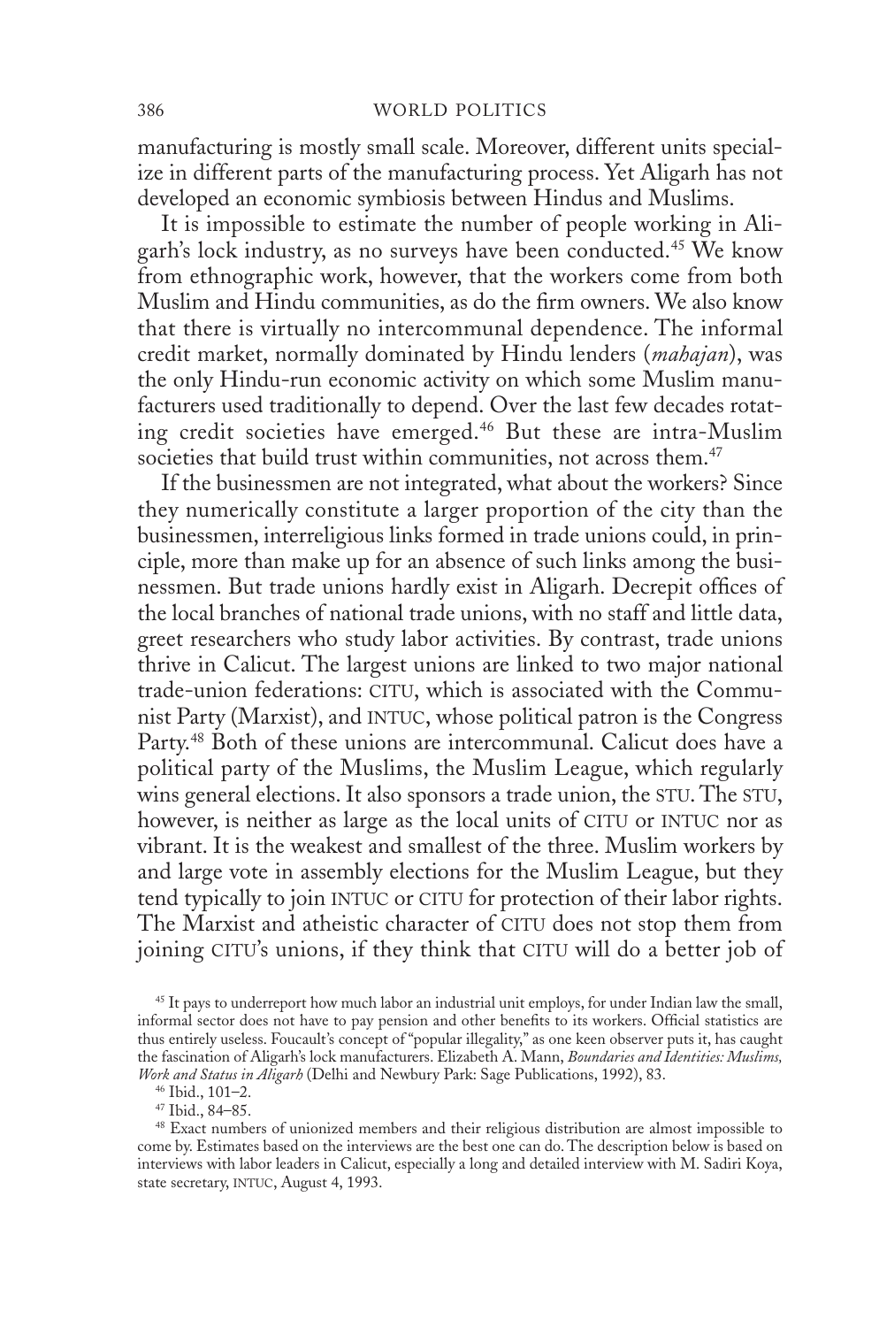manufacturing is mostly small scale. Moreover, different units specialize in different parts of the manufacturing process. Yet Aligarh has not developed an economic symbiosis between Hindus and Muslims.

It is impossible to estimate the number of people working in Aligarh's lock industry, as no surveys have been conducted.[45] We know from ethnographic work, however, that the workers come from both Muslim and Hindu communities, as do the firm owners. We also know that there is virtually no intercommunal dependence. The informal credit market, normally dominated by Hindu lenders (*mahajan*), was the only Hindu-run economic activity on which some Muslim manufacturers used traditionally to depend. Over the last few decades rotating credit societies have emerged.[46] But these are intra-Muslim societies that build trust within communities, not across them.[47]

If the businessmen are not integrated, what about the workers? Since they numerically constitute a larger proportion of the city than the businessmen, interreligious links formed in trade unions could, in principle, more than make up for an absence of such links among the businessmen. But trade unions hardly exist in Aligarh. Decrepit offices of the local branches of national trade unions, with no staff and little data, greet researchers who study labor activities. By contrast, trade unions thrive in Calicut. The largest unions are linked to two major national trade-union federations: CITU, which is associated with the Communist Party (Marxist), and INTUC, whose political patron is the Congress Party.[48] Both of these unions are intercommunal. Calicut does have a political party of the Muslims, the Muslim League, which regularly wins general elections. It also sponsors a trade union, the STU. The STU, however, is neither as large as the local units of CITU or INTUC nor as vibrant. It is the weakest and smallest of the three. Muslim workers by and large vote in assembly elections for the Muslim League, but they tend typically to join INTUC or CITU for protection of their labor rights. The Marxist and atheistic character of CITU does not stop them from joining CITU's unions, if they think that CITU will do a better job of

---

[45] It pays to underreport how much labor an industrial unit employs, for under Indian law the small, informal sector does not have to pay pension and other benefits to its workers. Official statistics are thus entirely useless. Foucault's concept of "popular illegality," as one keen observer puts it, has caught the fascination of Aligarh's lock manufacturers. Elizabeth A. Mann, *Boundaries and Identities: Muslims, Work and Status in Aligarh* (Delhi and Newbury Park: Sage Publications, 1992), 83.

[46] Ibid., 101–2.

[47] Ibid., 84–85.

[48] Exact numbers of unionized members and their religious distribution are almost impossible to come by. Estimates based on the interviews are the best one can do. The description below is based on interviews with labor leaders in Calicut, especially a long and detailed interview with M. Sadiri Koya, state secretary, INTUC, August 4, 1993.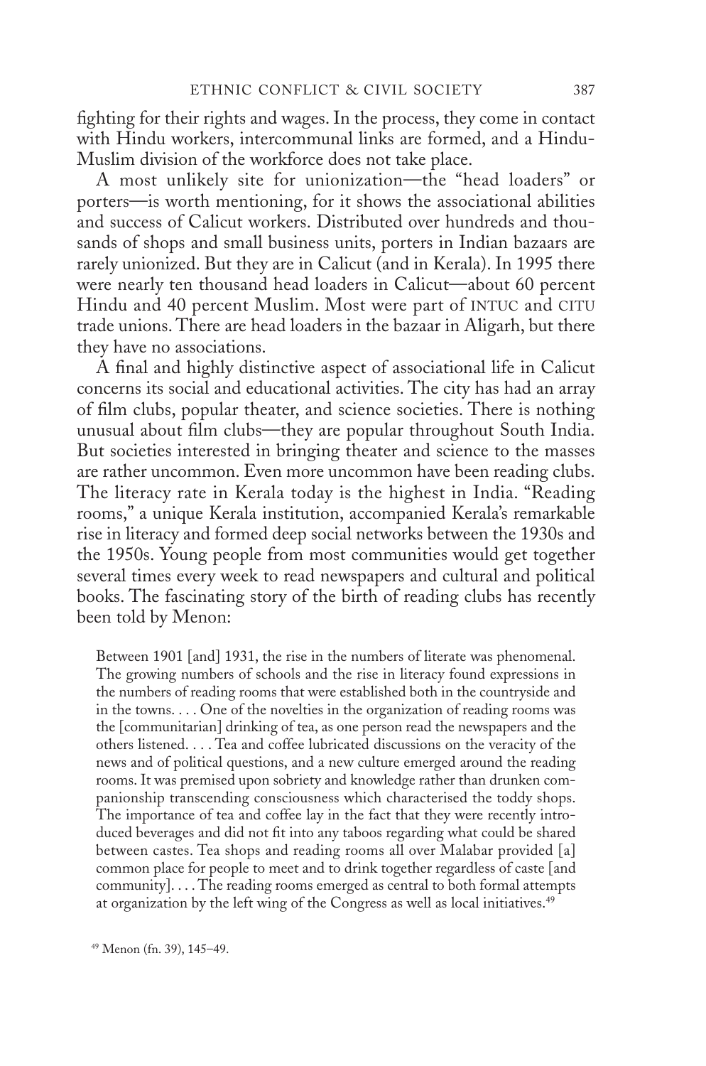fighting for their rights and wages. In the process, they come in contact with Hindu workers, intercommunal links are formed, and a Hindu-Muslim division of the workforce does not take place.

A most unlikely site for unionization—the "head loaders" or porters—is worth mentioning, for it shows the associational abilities and success of Calicut workers. Distributed over hundreds and thousands of shops and small business units, porters in Indian bazaars are rarely unionized. But they are in Calicut (and in Kerala). In 1995 there were nearly ten thousand head loaders in Calicut—about 60 percent Hindu and 40 percent Muslim. Most were part of INTUC and CITU trade unions. There are head loaders in the bazaar in Aligarh, but there they have no associations.

A final and highly distinctive aspect of associational life in Calicut concerns its social and educational activities. The city has had an array of film clubs, popular theater, and science societies. There is nothing unusual about film clubs—they are popular throughout South India. But societies interested in bringing theater and science to the masses are rather uncommon. Even more uncommon have been reading clubs. The literacy rate in Kerala today is the highest in India. "Reading rooms," a unique Kerala institution, accompanied Kerala's remarkable rise in literacy and formed deep social networks between the 1930s and the 1950s. Young people from most communities would get together several times every week to read newspapers and cultural and political books. The fascinating story of the birth of reading clubs has recently been told by Menon:

> Between 1901 [and] 1931, the rise in the numbers of literate was phenomenal. The growing numbers of schools and the rise in literacy found expressions in the numbers of reading rooms that were established both in the countryside and in the towns. . . . One of the novelties in the organization of reading rooms was the [communitarian] drinking of tea, as one person read the newspapers and the others listened. . . . Tea and coffee lubricated discussions on the veracity of the news and of political questions, and a new culture emerged around the reading rooms. It was premised upon sobriety and knowledge rather than drunken companionship transcending consciousness which characterised the toddy shops. The importance of tea and coffee lay in the fact that they were recently introduced beverages and did not fit into any taboos regarding what could be shared between castes. Tea shops and reading rooms all over Malabar provided [a] common place for people to meet and to drink together regardless of caste [and community]. . . . The reading rooms emerged as central to both formal attempts at organization by the left wing of the Congress as well as local initiatives.[49]

[49] Menon (fn. 39), 145–49.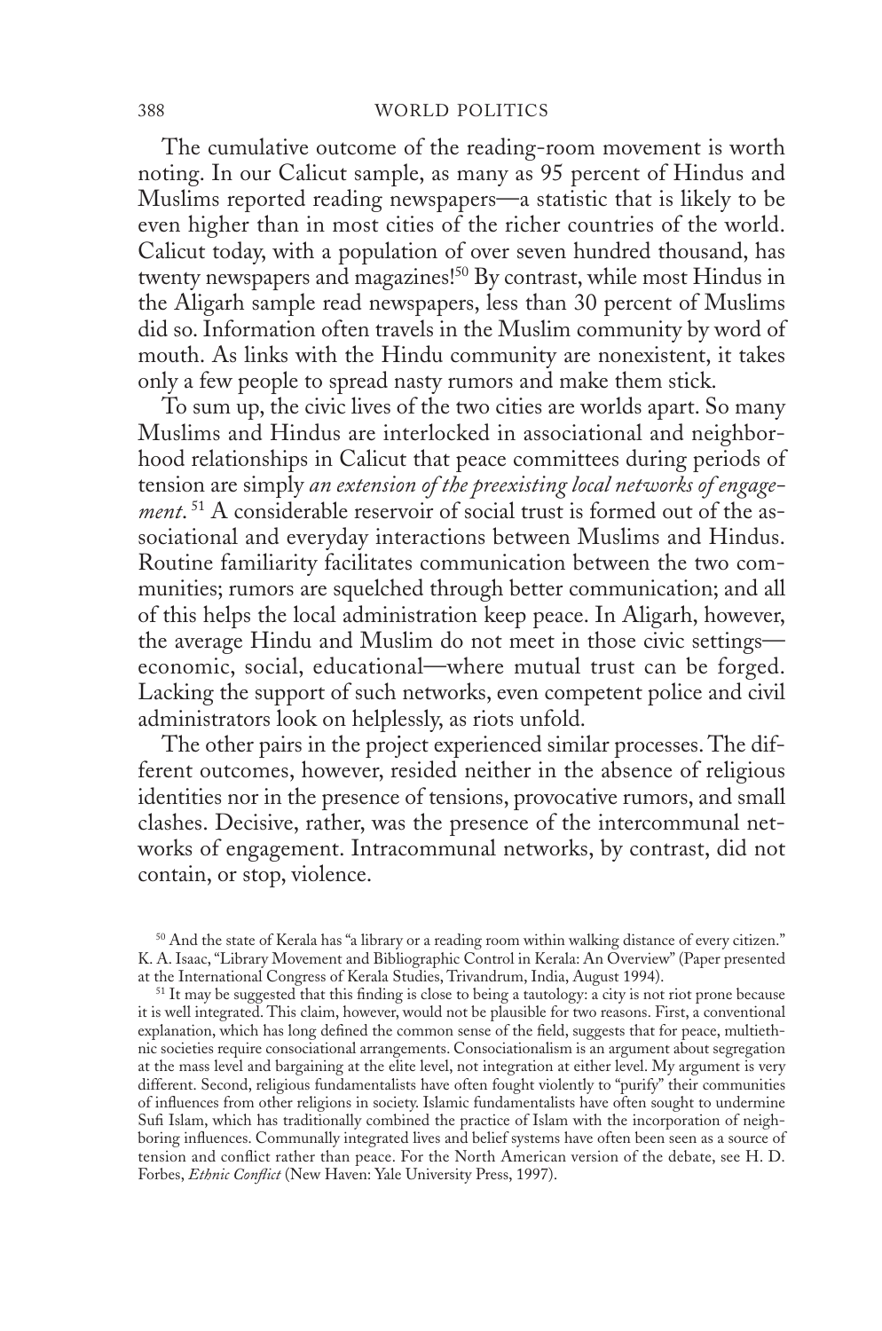The cumulative outcome of the reading-room movement is worth noting. In our Calicut sample, as many as 95 percent of Hindus and Muslims reported reading newspapers—a statistic that is likely to be even higher than in most cities of the richer countries of the world. Calicut today, with a population of over seven hundred thousand, has twenty newspapers and magazines![50] By contrast, while most Hindus in the Aligarh sample read newspapers, less than 30 percent of Muslims did so. Information often travels in the Muslim community by word of mouth. As links with the Hindu community are nonexistent, it takes only a few people to spread nasty rumors and make them stick.

To sum up, the civic lives of the two cities are worlds apart. So many Muslims and Hindus are interlocked in associational and neighborhood relationships in Calicut that peace committees during periods of tension are simply *an extension of the preexisting local networks of engagement*.[51] A considerable reservoir of social trust is formed out of the associational and everyday interactions between Muslims and Hindus. Routine familiarity facilitates communication between the two communities; rumors are squelched through better communication; and all of this helps the local administration keep peace. In Aligarh, however, the average Hindu and Muslim do not meet in those civic settings—economic, social, educational—where mutual trust can be forged. Lacking the support of such networks, even competent police and civil administrators look on helplessly, as riots unfold.

The other pairs in the project experienced similar processes. The different outcomes, however, resided neither in the absence of religious identities nor in the presence of tensions, provocative rumors, and small clashes. Decisive, rather, was the presence of the intercommunal networks of engagement. Intracommunal networks, by contrast, did not contain, or stop, violence.

[50] And the state of Kerala has "a library or a reading room within walking distance of every citizen." K. A. Isaac, "Library Movement and Bibliographic Control in Kerala: An Overview" (Paper presented at the International Congress of Kerala Studies, Trivandrum, India, August 1994).

[51] It may be suggested that this finding is close to being a tautology: a city is not riot prone because it is well integrated. This claim, however, would not be plausible for two reasons. First, a conventional explanation, which has long defined the common sense of the field, suggests that for peace, multiethnic societies require consociational arrangements. Consociationalism is an argument about segregation at the mass level and bargaining at the elite level, not integration at either level. My argument is very different. Second, religious fundamentalists have often fought violently to "purify" their communities of influences from other religions in society. Islamic fundamentalists have often sought to undermine Sufi Islam, which has traditionally combined the practice of Islam with the incorporation of neighboring influences. Communally integrated lives and belief systems have often been seen as a source of tension and conflict rather than peace. For the North American version of the debate, see H. D. Forbes, *Ethnic Conflict* (New Haven: Yale University Press, 1997).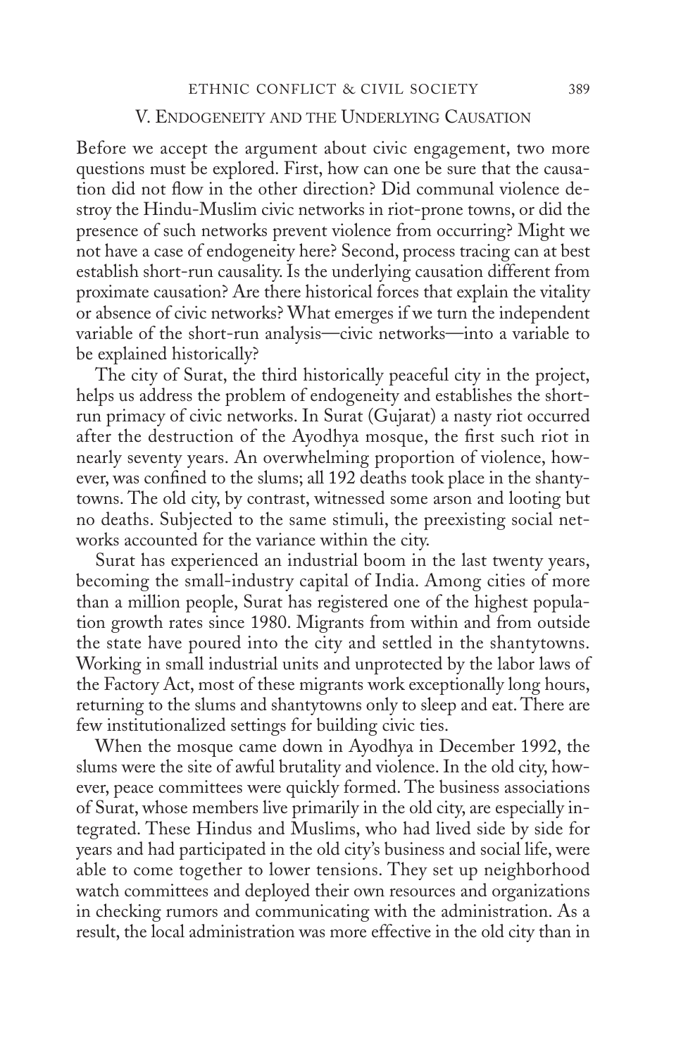## V. Endogeneity and the Underlying Causation

Before we accept the argument about civic engagement, two more questions must be explored. First, how can one be sure that the causation did not flow in the other direction? Did communal violence destroy the Hindu-Muslim civic networks in riot-prone towns, or did the presence of such networks prevent violence from occurring? Might we not have a case of endogeneity here? Second, process tracing can at best establish short-run causality. Is the underlying causation different from proximate causation? Are there historical forces that explain the vitality or absence of civic networks? What emerges if we turn the independent variable of the short-run analysis—civic networks—into a variable to be explained historically?

The city of Surat, the third historically peaceful city in the project, helps us address the problem of endogeneity and establishes the short-run primacy of civic networks. In Surat (Gujarat) a nasty riot occurred after the destruction of the Ayodhya mosque, the first such riot in nearly seventy years. An overwhelming proportion of violence, however, was confined to the slums; all 192 deaths took place in the shantytowns. The old city, by contrast, witnessed some arson and looting but no deaths. Subjected to the same stimuli, the preexisting social networks accounted for the variance within the city.

Surat has experienced an industrial boom in the last twenty years, becoming the small-industry capital of India. Among cities of more than a million people, Surat has registered one of the highest population growth rates since 1980. Migrants from within and from outside the state have poured into the city and settled in the shantytowns. Working in small industrial units and unprotected by the labor laws of the Factory Act, most of these migrants work exceptionally long hours, returning to the slums and shantytowns only to sleep and eat. There are few institutionalized settings for building civic ties.

When the mosque came down in Ayodhya in December 1992, the slums were the site of awful brutality and violence. In the old city, however, peace committees were quickly formed. The business associations of Surat, whose members live primarily in the old city, are especially integrated. These Hindus and Muslims, who had lived side by side for years and had participated in the old city's business and social life, were able to come together to lower tensions. They set up neighborhood watch committees and deployed their own resources and organizations in checking rumors and communicating with the administration. As a result, the local administration was more effective in the old city than in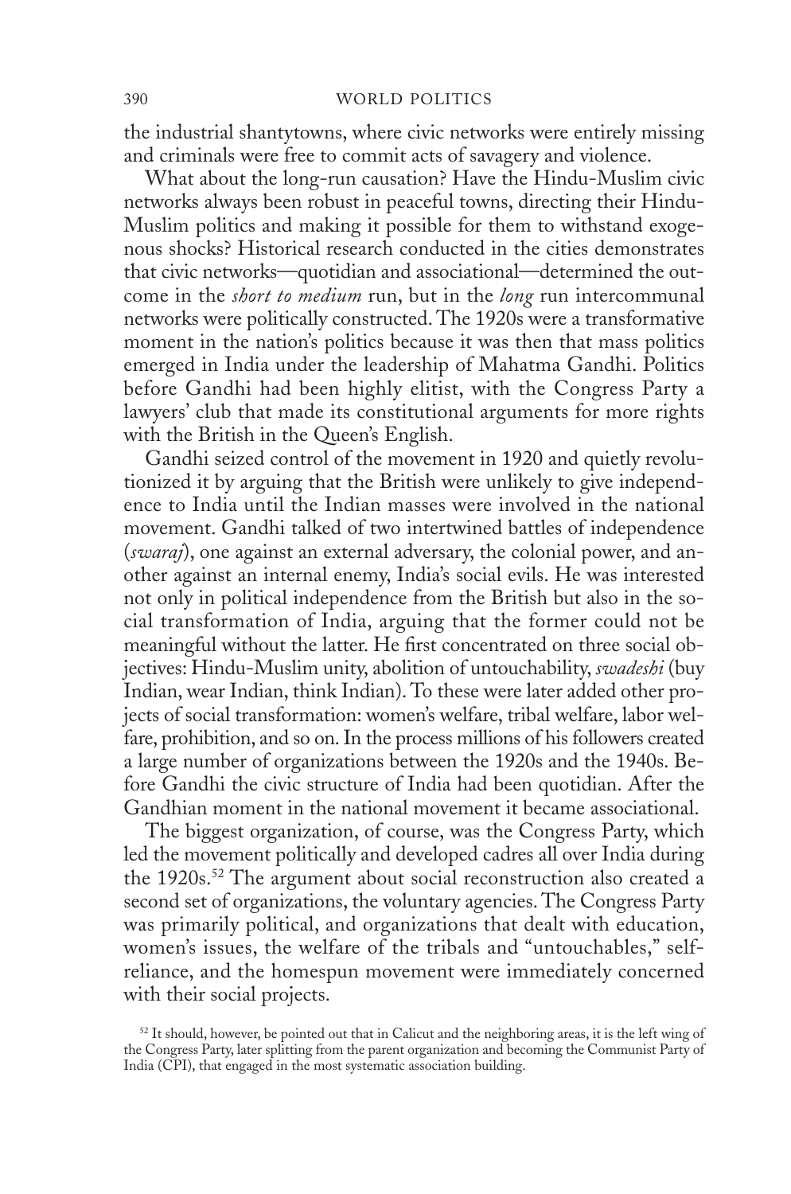the industrial shantytowns, where civic networks were entirely missing and criminals were free to commit acts of savagery and violence.

What about the long-run causation? Have the Hindu-Muslim civic networks always been robust in peaceful towns, directing their Hindu-Muslim politics and making it possible for them to withstand exogenous shocks? Historical research conducted in the cities demonstrates that civic networks—quotidian and associational—determined the outcome in the *short to medium* run, but in the *long* run intercommunal networks were politically constructed. The 1920s were a transformative moment in the nation's politics because it was then that mass politics emerged in India under the leadership of Mahatma Gandhi. Politics before Gandhi had been highly elitist, with the Congress Party a lawyers' club that made its constitutional arguments for more rights with the British in the Queen's English.

Gandhi seized control of the movement in 1920 and quietly revolutionized it by arguing that the British were unlikely to give independence to India until the Indian masses were involved in the national movement. Gandhi talked of two intertwined battles of independence (*swaraj*), one against an external adversary, the colonial power, and another against an internal enemy, India's social evils. He was interested not only in political independence from the British but also in the social transformation of India, arguing that the former could not be meaningful without the latter. He first concentrated on three social objectives: Hindu-Muslim unity, abolition of untouchability, *swadeshi* (buy Indian, wear Indian, think Indian). To these were later added other projects of social transformation: women's welfare, tribal welfare, labor welfare, prohibition, and so on. In the process millions of his followers created a large number of organizations between the 1920s and the 1940s. Before Gandhi the civic structure of India had been quotidian. After the Gandhian moment in the national movement it became associational.

The biggest organization, of course, was the Congress Party, which led the movement politically and developed cadres all over India during the 1920s.[52] The argument about social reconstruction also created a second set of organizations, the voluntary agencies. The Congress Party was primarily political, and organizations that dealt with education, women's issues, the welfare of the tribals and "untouchables," self-reliance, and the homespun movement were immediately concerned with their social projects.

[52] It should, however, be pointed out that in Calicut and the neighboring areas, it is the left wing of the Congress Party, later splitting from the parent organization and becoming the Communist Party of India (CPI), that engaged in the most systematic association building.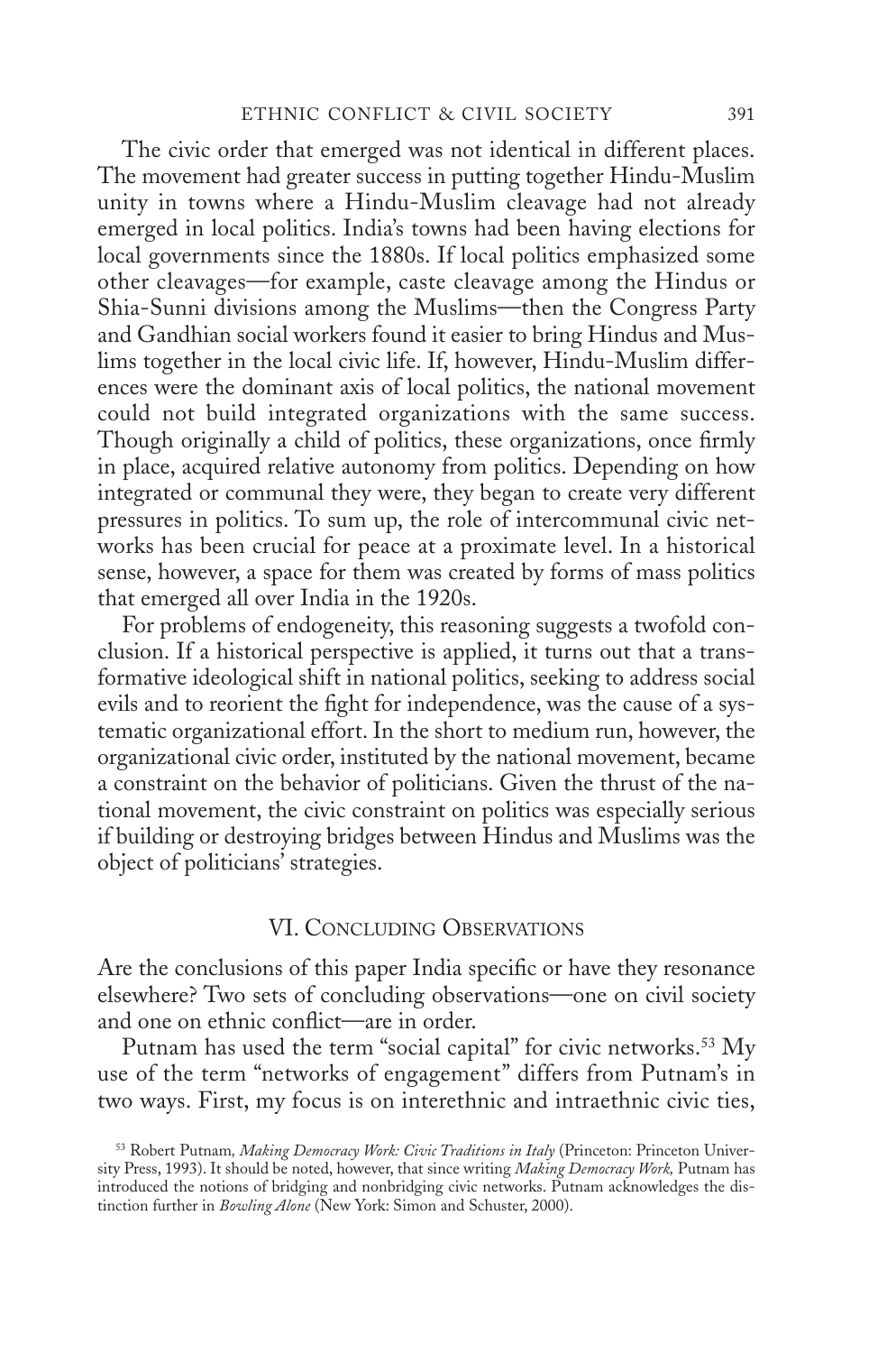The civic order that emerged was not identical in different places. The movement had greater success in putting together Hindu-Muslim unity in towns where a Hindu-Muslim cleavage had not already emerged in local politics. India's towns had been having elections for local governments since the 1880s. If local politics emphasized some other cleavages—for example, caste cleavage among the Hindus or Shia-Sunni divisions among the Muslims—then the Congress Party and Gandhian social workers found it easier to bring Hindus and Muslims together in the local civic life. If, however, Hindu-Muslim differences were the dominant axis of local politics, the national movement could not build integrated organizations with the same success. Though originally a child of politics, these organizations, once firmly in place, acquired relative autonomy from politics. Depending on how integrated or communal they were, they began to create very different pressures in politics. To sum up, the role of intercommunal civic networks has been crucial for peace at a proximate level. In a historical sense, however, a space for them was created by forms of mass politics that emerged all over India in the 1920s.

For problems of endogeneity, this reasoning suggests a twofold conclusion. If a historical perspective is applied, it turns out that a transformative ideological shift in national politics, seeking to address social evils and to reorient the fight for independence, was the cause of a systematic organizational effort. In the short to medium run, however, the organizational civic order, instituted by the national movement, became a constraint on the behavior of politicians. Given the thrust of the national movement, the civic constraint on politics was especially serious if building or destroying bridges between Hindus and Muslims was the object of politicians' strategies.

## VI. Concluding Observations

Are the conclusions of this paper India specific or have they resonance elsewhere? Two sets of concluding observations—one on civil society and one on ethnic conflict—are in order.

Putnam has used the term "social capital" for civic networks.[53] My use of the term "networks of engagement" differs from Putnam's in two ways. First, my focus is on interethnic and intraethnic civic ties,

[53] Robert Putnam, *Making Democracy Work: Civic Traditions in Italy* (Princeton: Princeton University Press, 1993). It should be noted, however, that since writing *Making Democracy Work,* Putnam has introduced the notions of bridging and nonbridging civic networks. Putnam acknowledges the distinction further in *Bowling Alone* (New York: Simon and Schuster, 2000).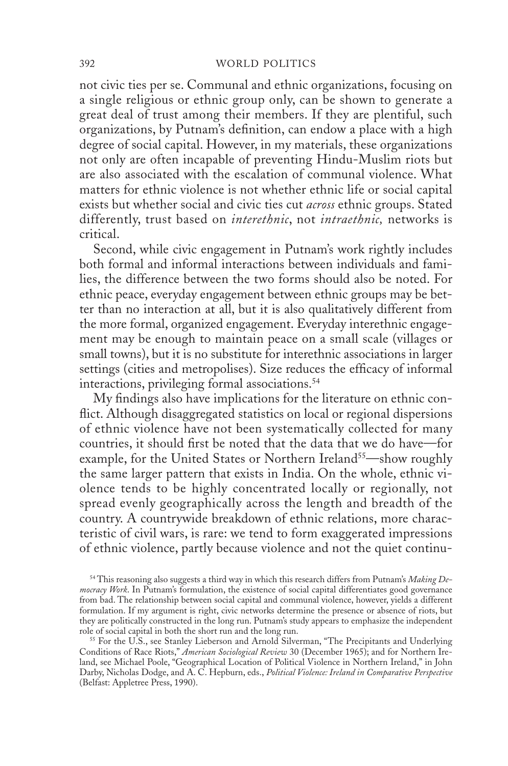not civic ties per se. Communal and ethnic organizations, focusing on a single religious or ethnic group only, can be shown to generate a great deal of trust among their members. If they are plentiful, such organizations, by Putnam's definition, can endow a place with a high degree of social capital. However, in my materials, these organizations not only are often incapable of preventing Hindu-Muslim riots but are also associated with the escalation of communal violence. What matters for ethnic violence is not whether ethnic life or social capital exists but whether social and civic ties cut *across* ethnic groups. Stated differently, trust based on *interethnic*, not *intraethnic,* networks is critical.

Second, while civic engagement in Putnam's work rightly includes both formal and informal interactions between individuals and families, the difference between the two forms should also be noted. For ethnic peace, everyday engagement between ethnic groups may be better than no interaction at all, but it is also qualitatively different from the more formal, organized engagement. Everyday interethnic engagement may be enough to maintain peace on a small scale (villages or small towns), but it is no substitute for interethnic associations in larger settings (cities and metropolises). Size reduces the efficacy of informal interactions, privileging formal associations.[54]

My findings also have implications for the literature on ethnic conflict. Although disaggregated statistics on local or regional dispersions of ethnic violence have not been systematically collected for many countries, it should first be noted that the data that we do have—for example, for the United States or Northern Ireland[55]—show roughly the same larger pattern that exists in India. On the whole, ethnic violence tends to be highly concentrated locally or regionally, not spread evenly geographically across the length and breadth of the country. A countrywide breakdown of ethnic relations, more characteristic of civil wars, is rare: we tend to form exaggerated impressions of ethnic violence, partly because violence and not the quiet continu-

[54] This reasoning also suggests a third way in which this research differs from Putnam's *Making Democracy Work*. In Putnam's formulation, the existence of social capital differentiates good governance from bad. The relationship between social capital and communal violence, however, yields a different formulation. If my argument is right, civic networks determine the presence or absence of riots, but they are politically constructed in the long run. Putnam's study appears to emphasize the independent role of social capital in both the short run and the long run.

[55] For the U.S., see Stanley Lieberson and Arnold Silverman, "The Precipitants and Underlying Conditions of Race Riots," *American Sociological Review* 30 (December 1965); and for Northern Ireland, see Michael Poole, "Geographical Location of Political Violence in Northern Ireland," in John Darby, Nicholas Dodge, and A. C. Hepburn, eds., *Political Violence: Ireland in Comparative Perspective* (Belfast: Appletree Press, 1990).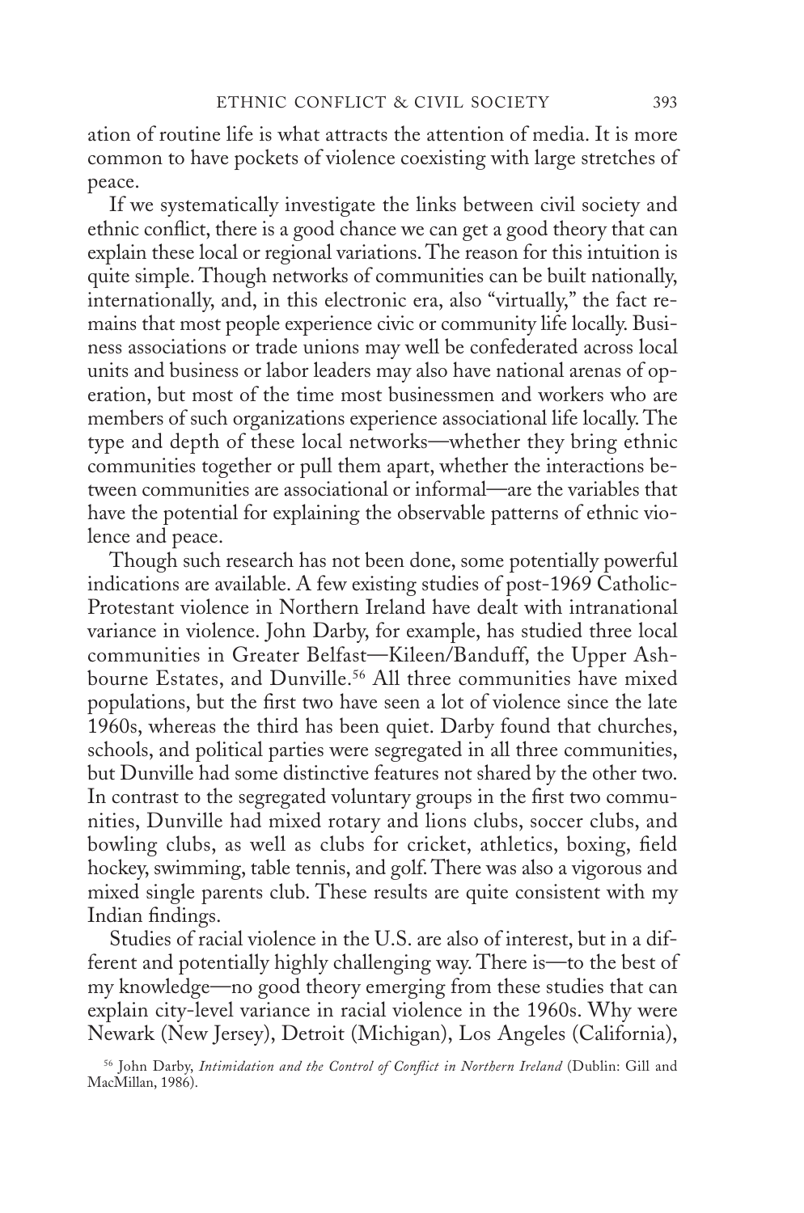ation of routine life is what attracts the attention of media. It is more common to have pockets of violence coexisting with large stretches of peace.

If we systematically investigate the links between civil society and ethnic conflict, there is a good chance we can get a good theory that can explain these local or regional variations. The reason for this intuition is quite simple. Though networks of communities can be built nationally, internationally, and, in this electronic era, also "virtually," the fact remains that most people experience civic or community life locally. Business associations or trade unions may well be confederated across local units and business or labor leaders may also have national arenas of operation, but most of the time most businessmen and workers who are members of such organizations experience associational life locally. The type and depth of these local networks—whether they bring ethnic communities together or pull them apart, whether the interactions between communities are associational or informal—are the variables that have the potential for explaining the observable patterns of ethnic violence and peace.

Though such research has not been done, some potentially powerful indications are available. A few existing studies of post-1969 Catholic-Protestant violence in Northern Ireland have dealt with intranational variance in violence. John Darby, for example, has studied three local communities in Greater Belfast—Kileen/Banduff, the Upper Ashbourne Estates, and Dunville.[56] All three communities have mixed populations, but the first two have seen a lot of violence since the late 1960s, whereas the third has been quiet. Darby found that churches, schools, and political parties were segregated in all three communities, but Dunville had some distinctive features not shared by the other two. In contrast to the segregated voluntary groups in the first two communities, Dunville had mixed rotary and lions clubs, soccer clubs, and bowling clubs, as well as clubs for cricket, athletics, boxing, field hockey, swimming, table tennis, and golf. There was also a vigorous and mixed single parents club. These results are quite consistent with my Indian findings.

Studies of racial violence in the U.S. are also of interest, but in a different and potentially highly challenging way. There is—to the best of my knowledge—no good theory emerging from these studies that can explain city-level variance in racial violence in the 1960s. Why were Newark (New Jersey), Detroit (Michigan), Los Angeles (California),

[56] John Darby, *Intimidation and the Control of Conflict in Northern Ireland* (Dublin: Gill and MacMillan, 1986).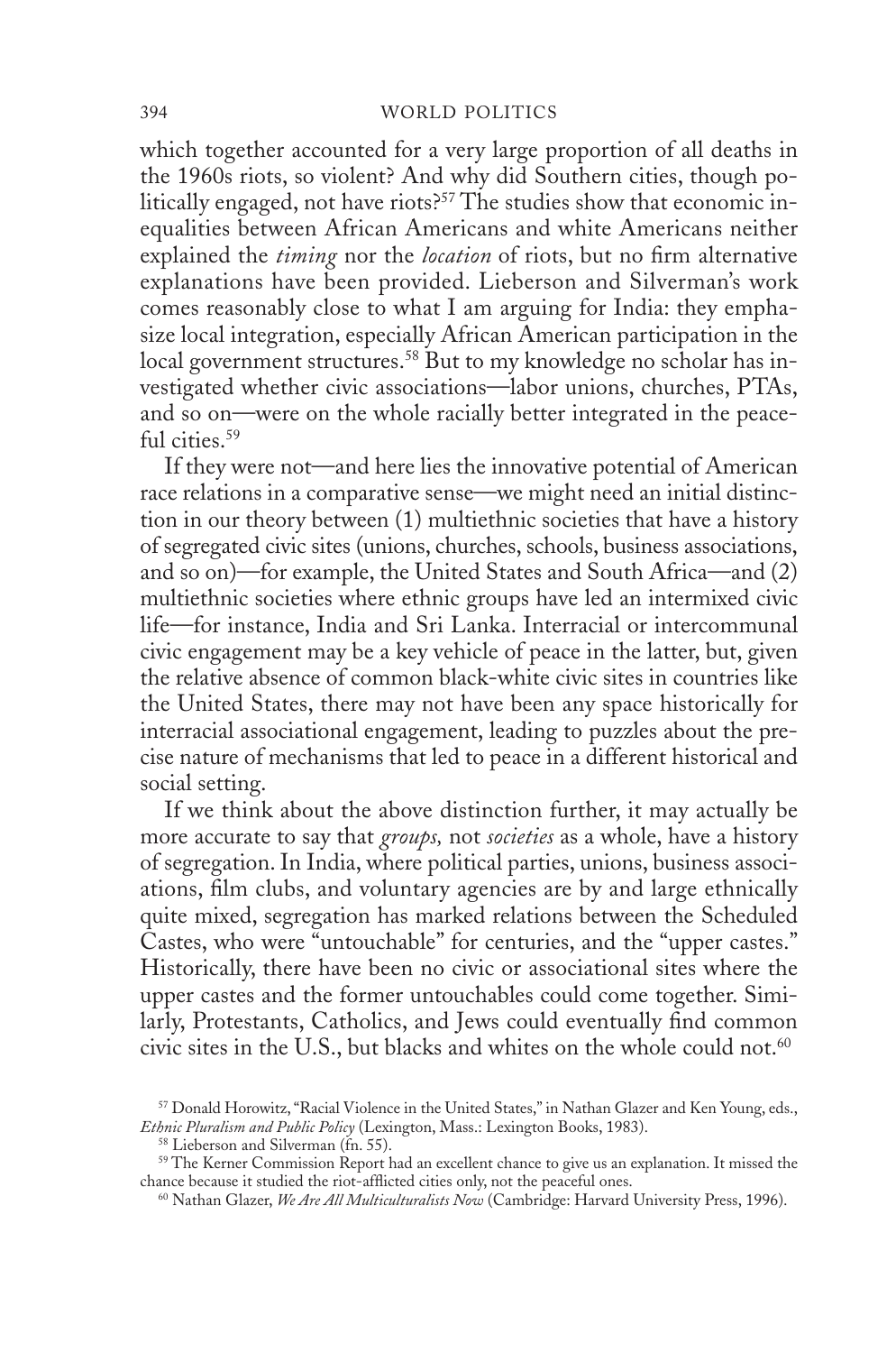which together accounted for a very large proportion of all deaths in the 1960s riots, so violent? And why did Southern cities, though politically engaged, not have riots?[57] The studies show that economic inequalities between African Americans and white Americans neither explained the *timing* nor the *location* of riots, but no firm alternative explanations have been provided. Lieberson and Silverman's work comes reasonably close to what I am arguing for India: they emphasize local integration, especially African American participation in the local government structures.[58] But to my knowledge no scholar has investigated whether civic associations—labor unions, churches, PTAs, and so on—were on the whole racially better integrated in the peaceful cities.[59]

If they were not—and here lies the innovative potential of American race relations in a comparative sense—we might need an initial distinction in our theory between (1) multiethnic societies that have a history of segregated civic sites (unions, churches, schools, business associations, and so on)—for example, the United States and South Africa—and (2) multiethnic societies where ethnic groups have led an intermixed civic life—for instance, India and Sri Lanka. Interracial or intercommunal civic engagement may be a key vehicle of peace in the latter, but, given the relative absence of common black-white civic sites in countries like the United States, there may not have been any space historically for interracial associational engagement, leading to puzzles about the precise nature of mechanisms that led to peace in a different historical and social setting.

If we think about the above distinction further, it may actually be more accurate to say that *groups,* not *societies* as a whole, have a history of segregation. In India, where political parties, unions, business associations, film clubs, and voluntary agencies are by and large ethnically quite mixed, segregation has marked relations between the Scheduled Castes, who were "untouchable" for centuries, and the "upper castes." Historically, there have been no civic or associational sites where the upper castes and the former untouchables could come together. Similarly, Protestants, Catholics, and Jews could eventually find common civic sites in the U.S., but blacks and whites on the whole could not.[60]

[57] Donald Horowitz, "Racial Violence in the United States," in Nathan Glazer and Ken Young, eds., *Ethnic Pluralism and Public Policy* (Lexington, Mass.: Lexington Books, 1983).

[58] Lieberson and Silverman (fn. 55).

[59] The Kerner Commission Report had an excellent chance to give us an explanation. It missed the chance because it studied the riot-afflicted cities only, not the peaceful ones.

[60] Nathan Glazer, *We Are All Multiculturalists Now* (Cambridge: Harvard University Press, 1996).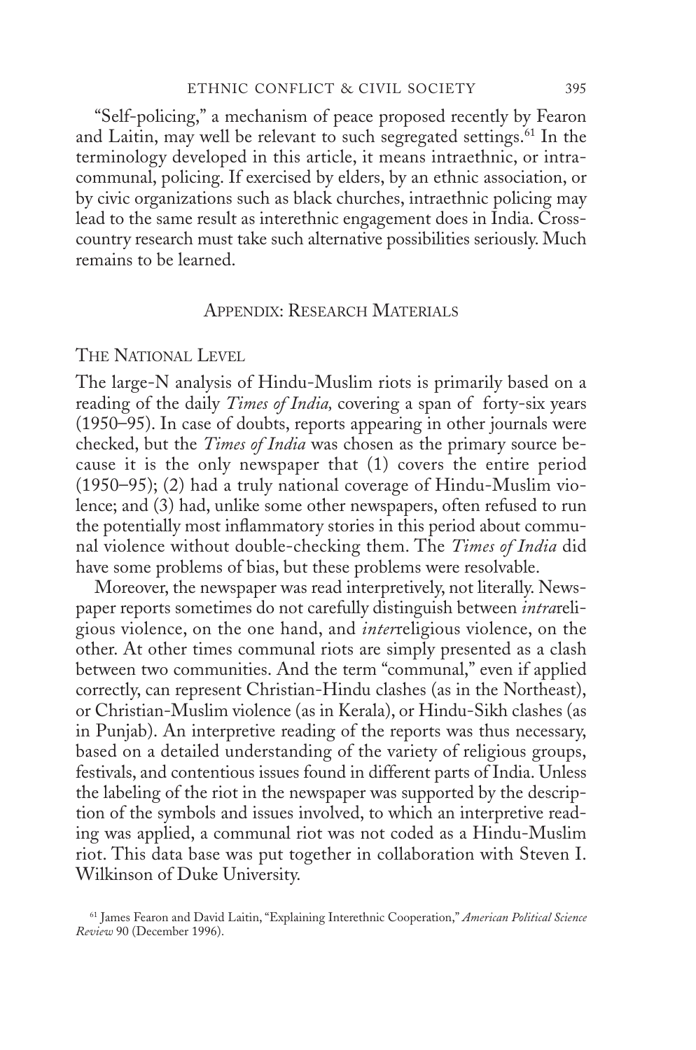"Self-policing," a mechanism of peace proposed recently by Fearon and Laitin, may well be relevant to such segregated settings.[61] In the terminology developed in this article, it means intraethnic, or intracommunal, policing. If exercised by elders, by an ethnic association, or by civic organizations such as black churches, intraethnic policing may lead to the same result as interethnic engagement does in India. Cross-country research must take such alternative possibilities seriously. Much remains to be learned.

## Appendix: Research Materials

### The National Level

The large-N analysis of Hindu-Muslim riots is primarily based on a reading of the daily *Times of India,* covering a span of forty-six years (1950–95). In case of doubts, reports appearing in other journals were checked, but the *Times of India* was chosen as the primary source because it is the only newspaper that (1) covers the entire period (1950–95); (2) had a truly national coverage of Hindu-Muslim violence; and (3) had, unlike some other newspapers, often refused to run the potentially most inflammatory stories in this period about communal violence without double-checking them. The *Times of India* did have some problems of bias, but these problems were resolvable.

Moreover, the newspaper was read interpretively, not literally. Newspaper reports sometimes do not carefully distinguish between *intra*religious violence, on the one hand, and *inter*religious violence, on the other. At other times communal riots are simply presented as a clash between two communities. And the term "communal," even if applied correctly, can represent Christian-Hindu clashes (as in the Northeast), or Christian-Muslim violence (as in Kerala), or Hindu-Sikh clashes (as in Punjab). An interpretive reading of the reports was thus necessary, based on a detailed understanding of the variety of religious groups, festivals, and contentious issues found in different parts of India. Unless the labeling of the riot in the newspaper was supported by the description of the symbols and issues involved, to which an interpretive reading was applied, a communal riot was not coded as a Hindu-Muslim riot. This data base was put together in collaboration with Steven I. Wilkinson of Duke University.

[61] James Fearon and David Laitin, "Explaining Interethnic Cooperation," *American Political Science Review* 90 (December 1996).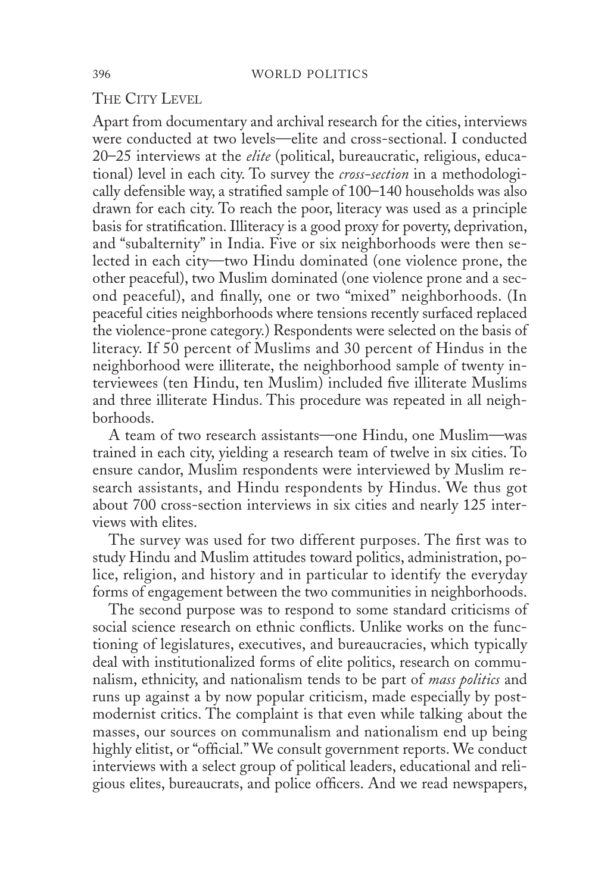## The City Level

Apart from documentary and archival research for the cities, interviews were conducted at two levels—elite and cross-sectional. I conducted 20–25 interviews at the *elite* (political, bureaucratic, religious, educational) level in each city. To survey the *cross-section* in a methodologically defensible way, a stratified sample of 100–140 households was also drawn for each city. To reach the poor, literacy was used as a principle basis for stratification. Illiteracy is a good proxy for poverty, deprivation, and "subalternity" in India. Five or six neighborhoods were then selected in each city—two Hindu dominated (one violence prone, the other peaceful), two Muslim dominated (one violence prone and a second peaceful), and finally, one or two "mixed" neighborhoods. (In peaceful cities neighborhoods where tensions recently surfaced replaced the violence-prone category.) Respondents were selected on the basis of literacy. If 50 percent of Muslims and 30 percent of Hindus in the neighborhood were illiterate, the neighborhood sample of twenty interviewees (ten Hindu, ten Muslim) included five illiterate Muslims and three illiterate Hindus. This procedure was repeated in all neighborhoods.

A team of two research assistants—one Hindu, one Muslim—was trained in each city, yielding a research team of twelve in six cities. To ensure candor, Muslim respondents were interviewed by Muslim research assistants, and Hindu respondents by Hindus. We thus got about 700 cross-section interviews in six cities and nearly 125 interviews with elites.

The survey was used for two different purposes. The first was to study Hindu and Muslim attitudes toward politics, administration, police, religion, and history and in particular to identify the everyday forms of engagement between the two communities in neighborhoods.

The second purpose was to respond to some standard criticisms of social science research on ethnic conflicts. Unlike works on the functioning of legislatures, executives, and bureaucracies, which typically deal with institutionalized forms of elite politics, research on communalism, ethnicity, and nationalism tends to be part of *mass politics* and runs up against a by now popular criticism, made especially by postmodernist critics. The complaint is that even while talking about the masses, our sources on communalism and nationalism end up being highly elitist, or "official." We consult government reports. We conduct interviews with a select group of political leaders, educational and religious elites, bureaucrats, and police officers. And we read newspapers,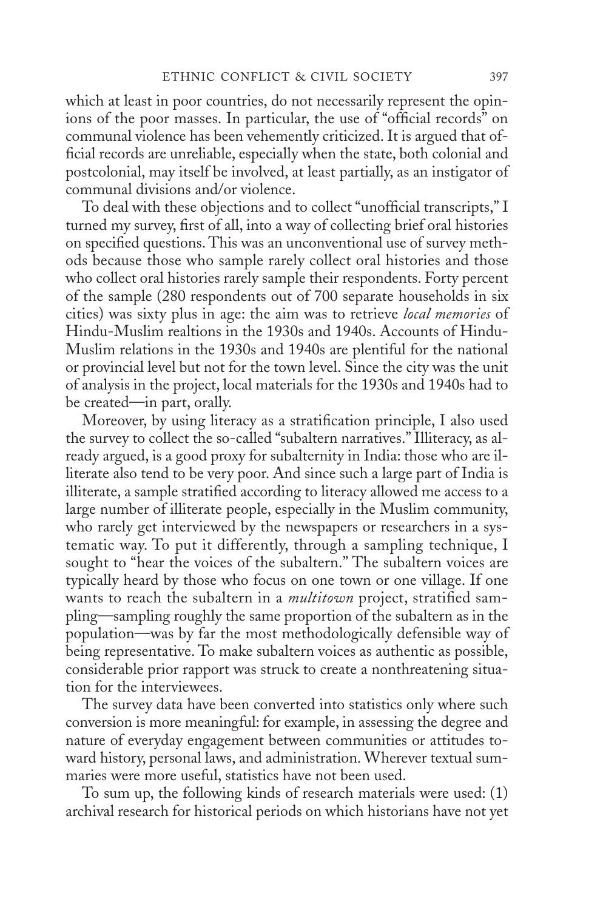which at least in poor countries, do not necessarily represent the opinions of the poor masses. In particular, the use of "official records" on communal violence has been vehemently criticized. It is argued that official records are unreliable, especially when the state, both colonial and postcolonial, may itself be involved, at least partially, as an instigator of communal divisions and/or violence.

To deal with these objections and to collect "unofficial transcripts," I turned my survey, first of all, into a way of collecting brief oral histories on specified questions. This was an unconventional use of survey methods because those who sample rarely collect oral histories and those who collect oral histories rarely sample their respondents. Forty percent of the sample (280 respondents out of 700 separate households in six cities) was sixty plus in age: the aim was to retrieve *local memories* of Hindu-Muslim realtions in the 1930s and 1940s. Accounts of Hindu-Muslim relations in the 1930s and 1940s are plentiful for the national or provincial level but not for the town level. Since the city was the unit of analysis in the project, local materials for the 1930s and 1940s had to be created—in part, orally.

Moreover, by using literacy as a stratification principle, I also used the survey to collect the so-called "subaltern narratives." Illiteracy, as already argued, is a good proxy for subalternity in India: those who are illiterate also tend to be very poor. And since such a large part of India is illiterate, a sample stratified according to literacy allowed me access to a large number of illiterate people, especially in the Muslim community, who rarely get interviewed by the newspapers or researchers in a systematic way. To put it differently, through a sampling technique, I sought to "hear the voices of the subaltern." The subaltern voices are typically heard by those who focus on one town or one village. If one wants to reach the subaltern in a *multitown* project, stratified sampling—sampling roughly the same proportion of the subaltern as in the population—was by far the most methodologically defensible way of being representative. To make subaltern voices as authentic as possible, considerable prior rapport was struck to create a nonthreatening situation for the interviewees.

The survey data have been converted into statistics only where such conversion is more meaningful: for example, in assessing the degree and nature of everyday engagement between communities or attitudes toward history, personal laws, and administration. Wherever textual summaries were more useful, statistics have not been used.

To sum up, the following kinds of research materials were used: (1) archival research for historical periods on which historians have not yet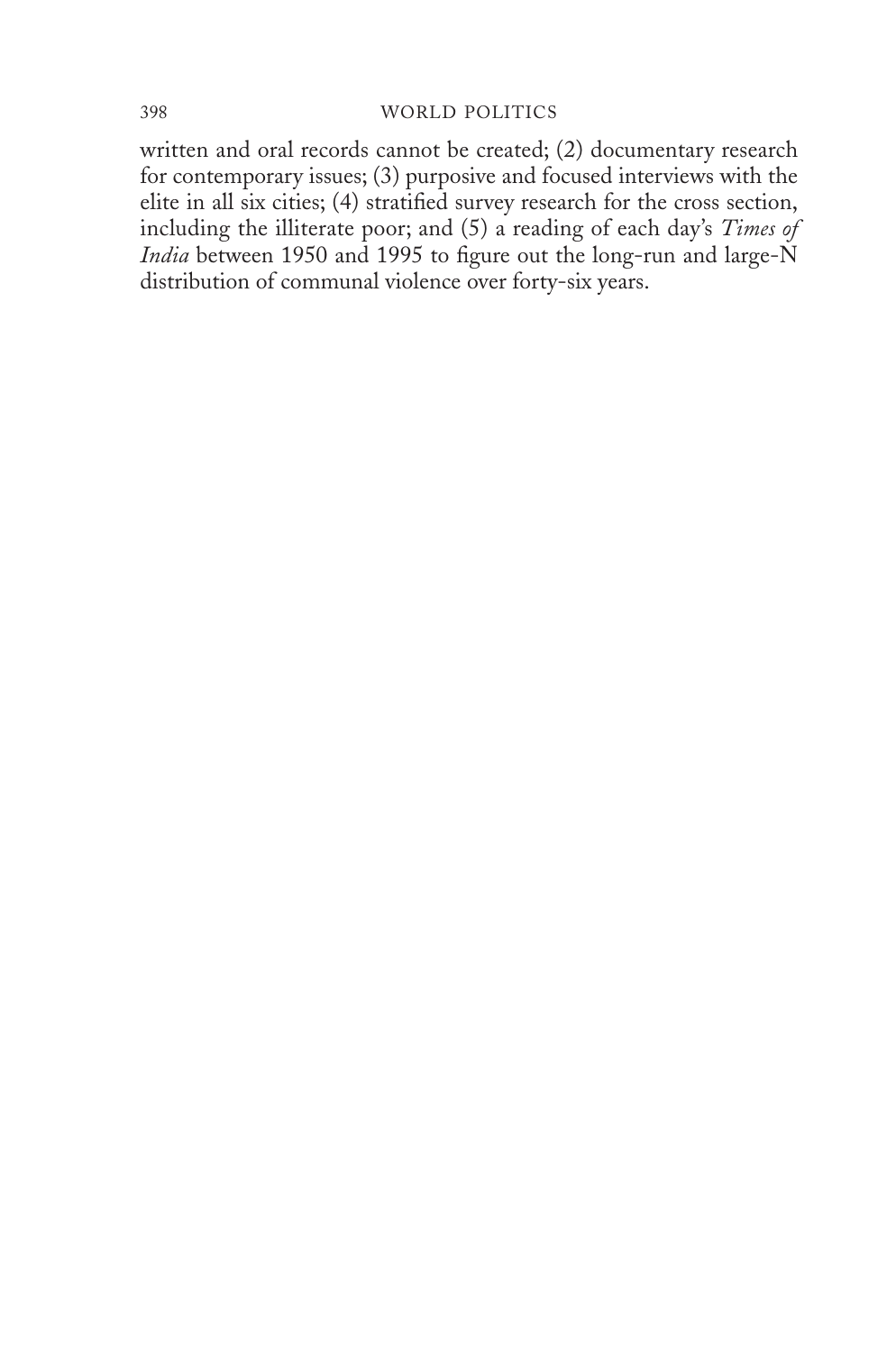written and oral records cannot be created; (2) documentary research for contemporary issues; (3) purposive and focused interviews with the elite in all six cities; (4) stratified survey research for the cross section, including the illiterate poor; and (5) a reading of each day's *Times of India* between 1950 and 1995 to figure out the long-run and large-N distribution of communal violence over forty-six years.